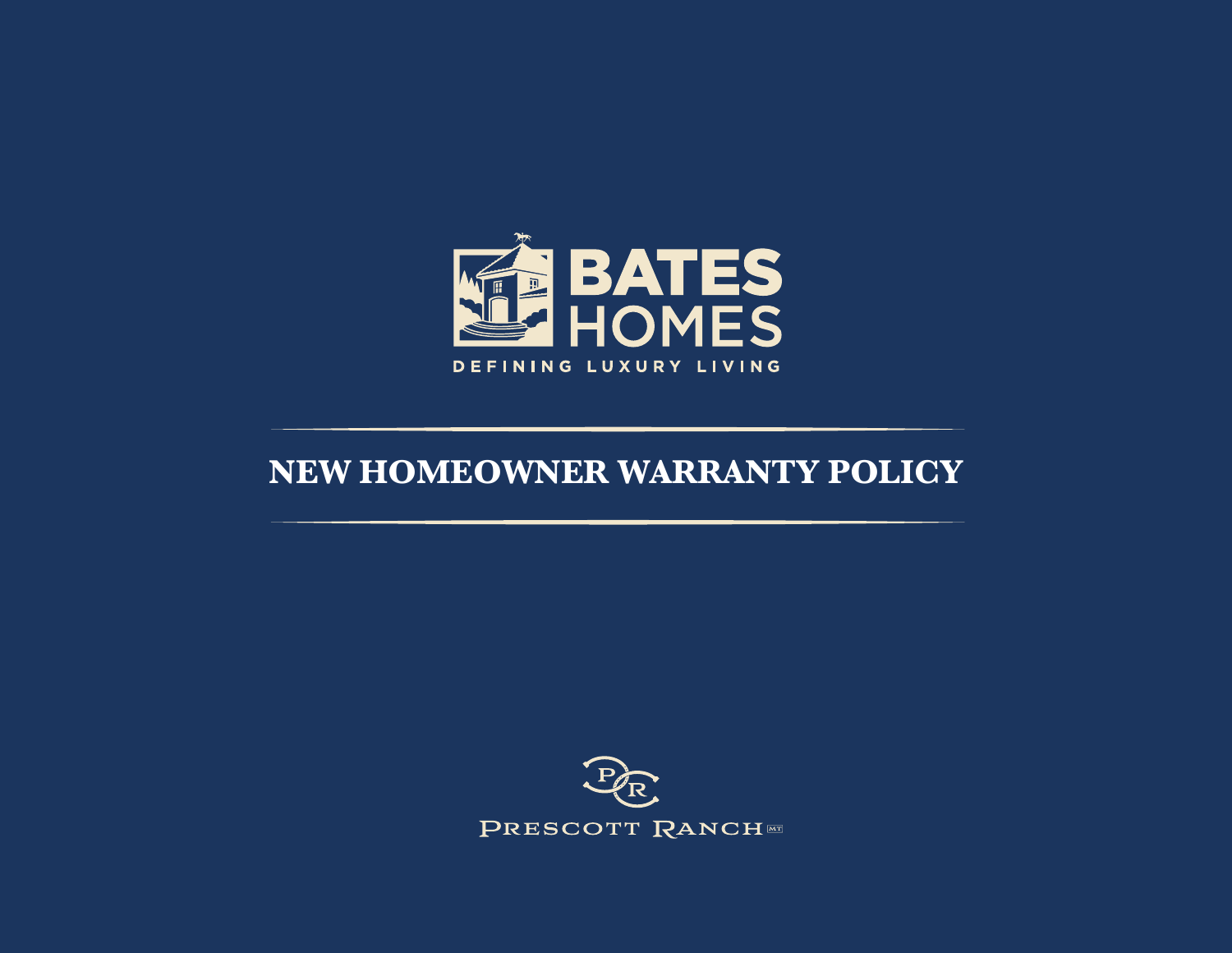BATES HOMES

DEFINING LUXURY LIVING

# NEW HOMEOWNER WARRANTY POLICY

PRESCOTT RANCH MT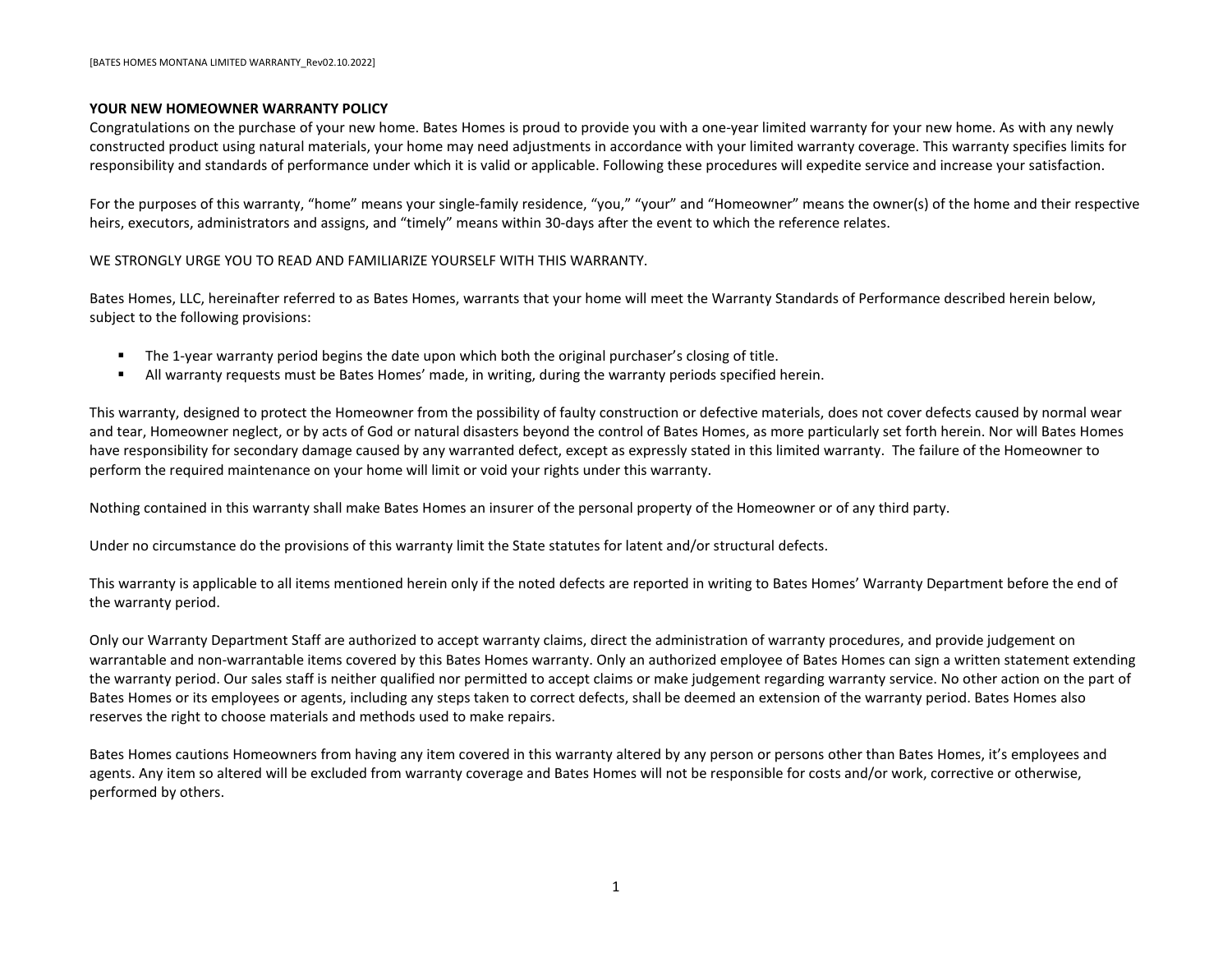**YOUR NEW HOMEOWNER WARRANTY POLICY**

Congratulations on the purchase of your new home. Bates Homes is proud to provide you with a one-year limited warranty for your new home. As with any newly constructed product using natural materials, your home may need adjustments in accordance with your limited warranty coverage. This warranty specifies limits for responsibility and standards of performance under which it is valid or applicable. Following these procedures will expedite service and increase your satisfaction.

For the purposes of this warranty, "home" means your single-family residence, "you," "your" and "Homeowner" means the owner(s) of the home and their respective heirs, executors, administrators and assigns, and "timely" means within 30-days after the event to which the reference relates.

WE STRONGLY URGE YOU TO READ AND FAMILIARIZE YOURSELF WITH THIS WARRANTY.

Bates Homes, LLC, hereinafter referred to as Bates Homes, warrants that your home will meet the Warranty Standards of Performance described herein below, subject to the following provisions:

- The 1-year warranty period begins the date upon which both the original purchaser's closing of title.
- All warranty requests must be Bates Homes' made, in writing, during the warranty periods specified herein.

This warranty, designed to protect the Homeowner from the possibility of faulty construction or defective materials, does not cover defects caused by normal wear and tear, Homeowner neglect, or by acts of God or natural disasters beyond the control of Bates Homes, as more particularly set forth herein. Nor will Bates Homes have responsibility for secondary damage caused by any warranted defect, except as expressly stated in this limited warranty. The failure of the Homeowner to perform the required maintenance on your home will limit or void your rights under this warranty.

Nothing contained in this warranty shall make Bates Homes an insurer of the personal property of the Homeowner or of any third party.

Under no circumstance do the provisions of this warranty limit the State statutes for latent and/or structural defects.

This warranty is applicable to all items mentioned herein only if the noted defects are reported in writing to Bates Homes' Warranty Department before the end of the warranty period.

Only our Warranty Department Staff are authorized to accept warranty claims, direct the administration of warranty procedures, and provide judgement on warrantable and non-warrantable items covered by this Bates Homes warranty. Only an authorized employee of Bates Homes can sign a written statement extending the warranty period. Our sales staff is neither qualified nor permitted to accept claims or make judgement regarding warranty service. No other action on the part of Bates Homes or its employees or agents, including any steps taken to correct defects, shall be deemed an extension of the warranty period. Bates Homes also reserves the right to choose materials and methods used to make repairs.

Bates Homes cautions Homeowners from having any item covered in this warranty altered by any person or persons other than Bates Homes, it's employees and agents. Any item so altered will be excluded from warranty coverage and Bates Homes will not be responsible for costs and/or work, corrective or otherwise, performed by others.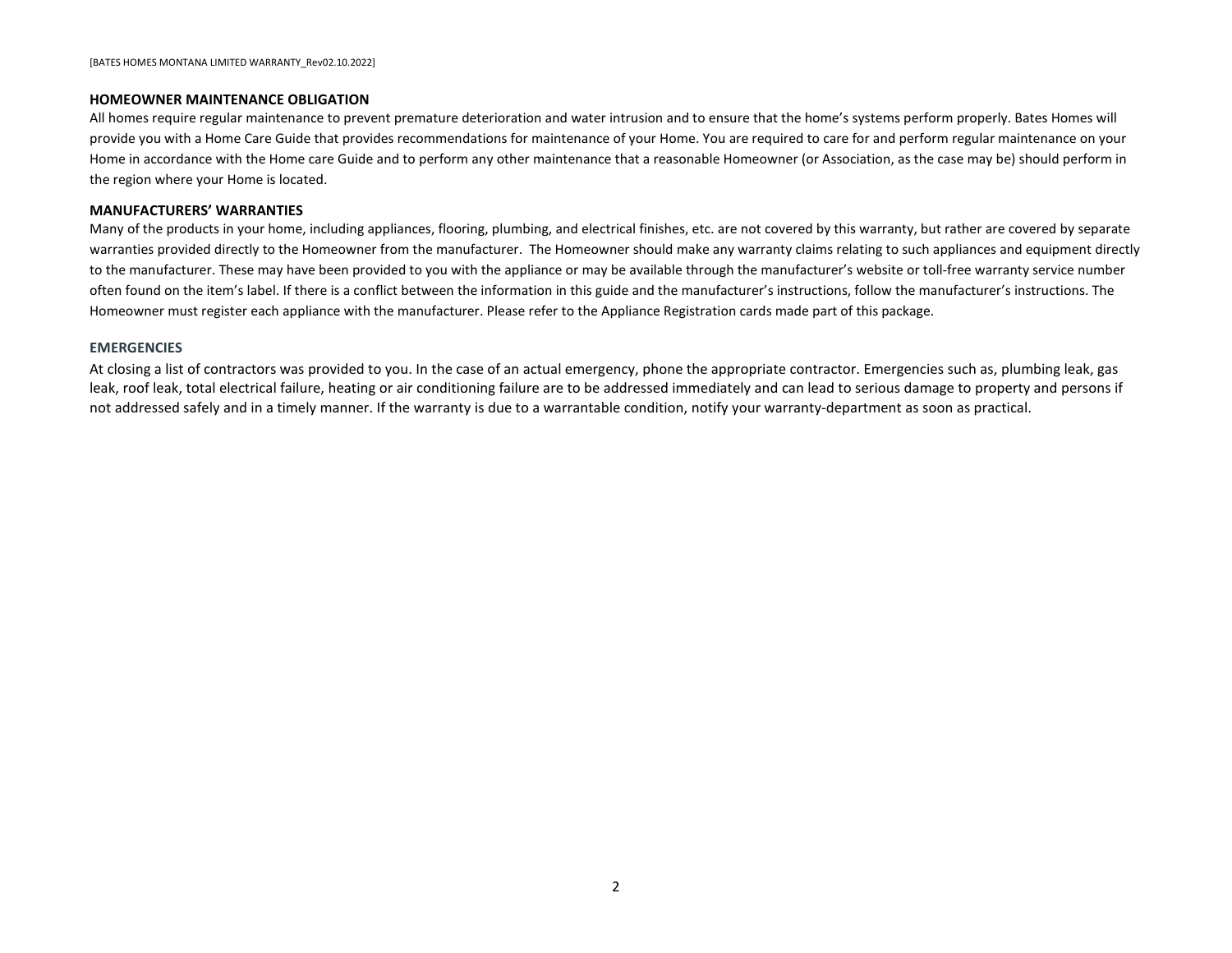**HOMEOWNER MAINTENANCE OBLIGATION**

All homes require regular maintenance to prevent premature deterioration and water intrusion and to ensure that the home's systems perform properly. Bates Homes will provide you with a Home Care Guide that provides recommendations for maintenance of your Home. You are required to care for and perform regular maintenance on your Home in accordance with the Home care Guide and to perform any other maintenance that a reasonable Homeowner (or Association, as the case may be) should perform in the region where your Home is located.

**MANUFACTURERS' WARRANTIES**

Many of the products in your home, including appliances, flooring, plumbing, and electrical finishes, etc. are not covered by this warranty, but rather are covered by separate warranties provided directly to the Homeowner from the manufacturer. The Homeowner should make any warranty claims relating to such appliances and equipment directly to the manufacturer. These may have been provided to you with the appliance or may be available through the manufacturer's website or toll-free warranty service number often found on the item's label. If there is a conflict between the information in this guide and the manufacturer's instructions, follow the manufacturer's instructions. The Homeowner must register each appliance with the manufacturer. Please refer to the Appliance Registration cards made part of this package.

**EMERGENCIES**

At closing a list of contractors was provided to you. In the case of an actual emergency, phone the appropriate contractor. Emergencies such as, plumbing leak, gas leak, roof leak, total electrical failure, heating or air conditioning failure are to be addressed immediately and can lead to serious damage to property and persons if not addressed safely and in a timely manner. If the warranty is due to a warrantable condition, notify your warranty-department as soon as practical.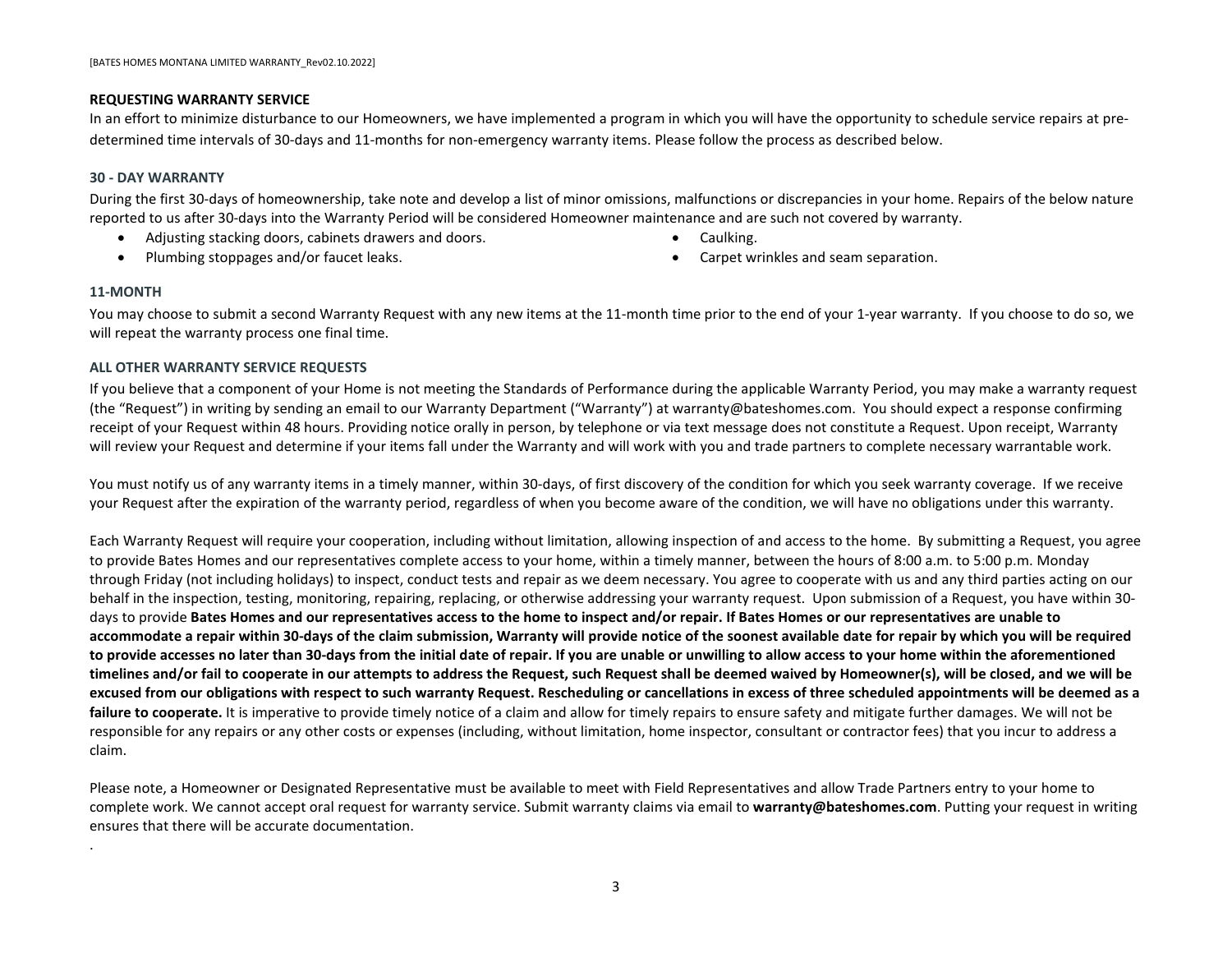## REQUESTING WARRANTY SERVICE

In an effort to minimize disturbance to our Homeowners, we have implemented a program in which you will have the opportunity to schedule service repairs at pre-determined time intervals of 30-days and 11-months for non-emergency warranty items. Please follow the process as described below.

### 30 - DAY WARRANTY

During the first 30-days of homeownership, take note and develop a list of minor omissions, malfunctions or discrepancies in your home. Repairs of the below nature reported to us after 30-days into the Warranty Period will be considered Homeowner maintenance and are such not covered by warranty.

- Adjusting stacking doors, cabinets drawers and doors.
- Plumbing stoppages and/or faucet leaks.
- Caulking.
- Carpet wrinkles and seam separation.

### 11-MONTH

You may choose to submit a second Warranty Request with any new items at the 11-month time prior to the end of your 1-year warranty. If you choose to do so, we will repeat the warranty process one final time.

### ALL OTHER WARRANTY SERVICE REQUESTS

If you believe that a component of your Home is not meeting the Standards of Performance during the applicable Warranty Period, you may make a warranty request (the "Request") in writing by sending an email to our Warranty Department ("Warranty") at warranty@bateshomes.com. You should expect a response confirming receipt of your Request within 48 hours. Providing notice orally in person, by telephone or via text message does not constitute a Request. Upon receipt, Warranty will review your Request and determine if your items fall under the Warranty and will work with you and trade partners to complete necessary warrantable work.

You must notify us of any warranty items in a timely manner, within 30-days, of first discovery of the condition for which you seek warranty coverage. If we receive your Request after the expiration of the warranty period, regardless of when you become aware of the condition, we will have no obligations under this warranty.

Each Warranty Request will require your cooperation, including without limitation, allowing inspection of and access to the home. By submitting a Request, you agree to provide Bates Homes and our representatives complete access to your home, within a timely manner, between the hours of 8:00 a.m. to 5:00 p.m. Monday through Friday (not including holidays) to inspect, conduct tests and repair as we deem necessary. You agree to cooperate with us and any third parties acting on our behalf in the inspection, testing, monitoring, repairing, replacing, or otherwise addressing your warranty request. Upon submission of a Request, you have within 30-days to provide **Bates Homes and our representatives access to the home to inspect and/or repair. If Bates Homes or our representatives are unable to accommodate a repair within 30-days of the claim submission, Warranty will provide notice of the soonest available date for repair by which you will be required to provide accesses no later than 30-days from the initial date of repair. If you are unable or unwilling to allow access to your home within the aforementioned timelines and/or fail to cooperate in our attempts to address the Request, such Request shall be deemed waived by Homeowner(s), will be closed, and we will be excused from our obligations with respect to such warranty Request. Rescheduling or cancellations in excess of three scheduled appointments will be deemed as a failure to cooperate.** It is imperative to provide timely notice of a claim and allow for timely repairs to ensure safety and mitigate further damages. We will not be responsible for any repairs or any other costs or expenses (including, without limitation, home inspector, consultant or contractor fees) that you incur to address a claim.

Please note, a Homeowner or Designated Representative must be available to meet with Field Representatives and allow Trade Partners entry to your home to complete work. We cannot accept oral request for warranty service. Submit warranty claims via email to **warranty@bateshomes.com**. Putting your request in writing ensures that there will be accurate documentation.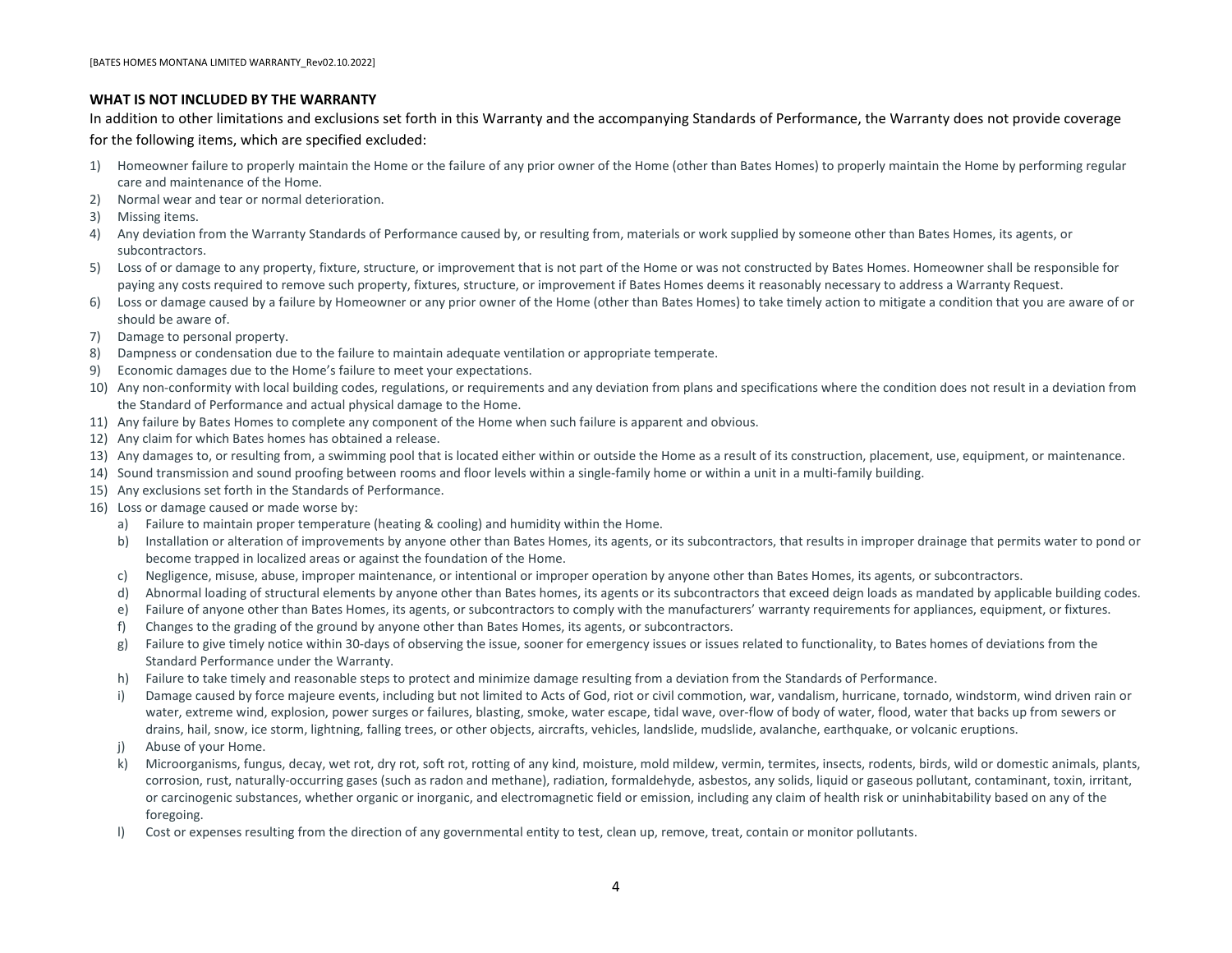**WHAT IS NOT INCLUDED BY THE WARRANTY**

In addition to other limitations and exclusions set forth in this Warranty and the accompanying Standards of Performance, the Warranty does not provide coverage for the following items, which are specified excluded:

1) Homeowner failure to properly maintain the Home or the failure of any prior owner of the Home (other than Bates Homes) to properly maintain the Home by performing regular care and maintenance of the Home.
2) Normal wear and tear or normal deterioration.
3) Missing items.
4) Any deviation from the Warranty Standards of Performance caused by, or resulting from, materials or work supplied by someone other than Bates Homes, its agents, or subcontractors.
5) Loss of or damage to any property, fixture, structure, or improvement that is not part of the Home or was not constructed by Bates Homes. Homeowner shall be responsible for paying any costs required to remove such property, fixtures, structure, or improvement if Bates Homes deems it reasonably necessary to address a Warranty Request.
6) Loss or damage caused by a failure by Homeowner or any prior owner of the Home (other than Bates Homes) to take timely action to mitigate a condition that you are aware of or should be aware of.
7) Damage to personal property.
8) Dampness or condensation due to the failure to maintain adequate ventilation or appropriate temperate.
9) Economic damages due to the Home's failure to meet your expectations.
10) Any non-conformity with local building codes, regulations, or requirements and any deviation from plans and specifications where the condition does not result in a deviation from the Standard of Performance and actual physical damage to the Home.
11) Any failure by Bates Homes to complete any component of the Home when such failure is apparent and obvious.
12) Any claim for which Bates homes has obtained a release.
13) Any damages to, or resulting from, a swimming pool that is located either within or outside the Home as a result of its construction, placement, use, equipment, or maintenance.
14) Sound transmission and sound proofing between rooms and floor levels within a single-family home or within a unit in a multi-family building.
15) Any exclusions set forth in the Standards of Performance.
16) Loss or damage caused or made worse by:
    a) Failure to maintain proper temperature (heating & cooling) and humidity within the Home.
    b) Installation or alteration of improvements by anyone other than Bates Homes, its agents, or its subcontractors, that results in improper drainage that permits water to pond or become trapped in localized areas or against the foundation of the Home.
    c) Negligence, misuse, abuse, improper maintenance, or intentional or improper operation by anyone other than Bates Homes, its agents, or subcontractors.
    d) Abnormal loading of structural elements by anyone other than Bates homes, its agents or its subcontractors that exceed deign loads as mandated by applicable building codes.
    e) Failure of anyone other than Bates Homes, its agents, or subcontractors to comply with the manufacturers' warranty requirements for appliances, equipment, or fixtures.
    f) Changes to the grading of the ground by anyone other than Bates Homes, its agents, or subcontractors.
    g) Failure to give timely notice within 30-days of observing the issue, sooner for emergency issues or issues related to functionality, to Bates homes of deviations from the Standard Performance under the Warranty.
    h) Failure to take timely and reasonable steps to protect and minimize damage resulting from a deviation from the Standards of Performance.
    i) Damage caused by force majeure events, including but not limited to Acts of God, riot or civil commotion, war, vandalism, hurricane, tornado, windstorm, wind driven rain or water, extreme wind, explosion, power surges or failures, blasting, smoke, water escape, tidal wave, over-flow of body of water, flood, water that backs up from sewers or drains, hail, snow, ice storm, lightning, falling trees, or other objects, aircrafts, vehicles, landslide, mudslide, avalanche, earthquake, or volcanic eruptions.
    j) Abuse of your Home.
    k) Microorganisms, fungus, decay, wet rot, dry rot, soft rot, rotting of any kind, moisture, mold mildew, vermin, termites, insects, rodents, birds, wild or domestic animals, plants, corrosion, rust, naturally-occurring gases (such as radon and methane), radiation, formaldehyde, asbestos, any solids, liquid or gaseous pollutant, contaminant, toxin, irritant, or carcinogenic substances, whether organic or inorganic, and electromagnetic field or emission, including any claim of health risk or uninhabitability based on any of the foregoing.
    l) Cost or expenses resulting from the direction of any governmental entity to test, clean up, remove, treat, contain or monitor pollutants.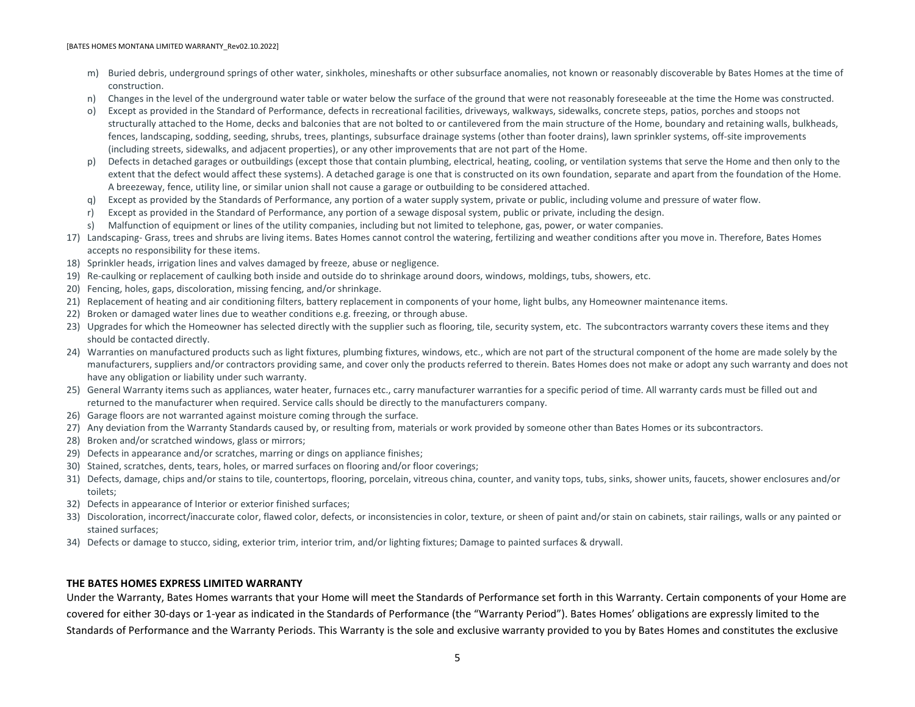m) Buried debris, underground springs of other water, sinkholes, mineshafts or other subsurface anomalies, not known or reasonably discoverable by Bates Homes at the time of construction.
n) Changes in the level of the underground water table or water below the surface of the ground that were not reasonably foreseeable at the time the Home was constructed.
o) Except as provided in the Standard of Performance, defects in recreational facilities, driveways, walkways, sidewalks, concrete steps, patios, porches and stoops not structurally attached to the Home, decks and balconies that are not bolted to or cantilevered from the main structure of the Home, boundary and retaining walls, bulkheads, fences, landscaping, sodding, seeding, shrubs, trees, plantings, subsurface drainage systems (other than footer drains), lawn sprinkler systems, off-site improvements (including streets, sidewalks, and adjacent properties), or any other improvements that are not part of the Home.
p) Defects in detached garages or outbuildings (except those that contain plumbing, electrical, heating, cooling, or ventilation systems that serve the Home and then only to the extent that the defect would affect these systems). A detached garage is one that is constructed on its own foundation, separate and apart from the foundation of the Home. A breezeway, fence, utility line, or similar union shall not cause a garage or outbuilding to be considered attached.
q) Except as provided by the Standards of Performance, any portion of a water supply system, private or public, including volume and pressure of water flow.
r) Except as provided in the Standard of Performance, any portion of a sewage disposal system, public or private, including the design.
s) Malfunction of equipment or lines of the utility companies, including but not limited to telephone, gas, power, or water companies.

17) Landscaping- Grass, trees and shrubs are living items. Bates Homes cannot control the watering, fertilizing and weather conditions after you move in. Therefore, Bates Homes accepts no responsibility for these items.
18) Sprinkler heads, irrigation lines and valves damaged by freeze, abuse or negligence.
19) Re-caulking or replacement of caulking both inside and outside do to shrinkage around doors, windows, moldings, tubs, showers, etc.
20) Fencing, holes, gaps, discoloration, missing fencing, and/or shrinkage.
21) Replacement of heating and air conditioning filters, battery replacement in components of your home, light bulbs, any Homeowner maintenance items.
22) Broken or damaged water lines due to weather conditions e.g. freezing, or through abuse.
23) Upgrades for which the Homeowner has selected directly with the supplier such as flooring, tile, security system, etc. The subcontractors warranty covers these items and they should be contacted directly.
24) Warranties on manufactured products such as light fixtures, plumbing fixtures, windows, etc., which are not part of the structural component of the home are made solely by the manufacturers, suppliers and/or contractors providing same, and cover only the products referred to therein. Bates Homes does not make or adopt any such warranty and does not have any obligation or liability under such warranty.
25) General Warranty items such as appliances, water heater, furnaces etc., carry manufacturer warranties for a specific period of time. All warranty cards must be filled out and returned to the manufacturer when required. Service calls should be directly to the manufacturers company.
26) Garage floors are not warranted against moisture coming through the surface.
27) Any deviation from the Warranty Standards caused by, or resulting from, materials or work provided by someone other than Bates Homes or its subcontractors.
28) Broken and/or scratched windows, glass or mirrors;
29) Defects in appearance and/or scratches, marring or dings on appliance finishes;
30) Stained, scratches, dents, tears, holes, or marred surfaces on flooring and/or floor coverings;
31) Defects, damage, chips and/or stains to tile, countertops, flooring, porcelain, vitreous china, counter, and vanity tops, tubs, sinks, shower units, faucets, shower enclosures and/or toilets;
32) Defects in appearance of Interior or exterior finished surfaces;
33) Discoloration, incorrect/inaccurate color, flawed color, defects, or inconsistencies in color, texture, or sheen of paint and/or stain on cabinets, stair railings, walls or any painted or stained surfaces;
34) Defects or damage to stucco, siding, exterior trim, interior trim, and/or lighting fixtures; Damage to painted surfaces & drywall.

**THE BATES HOMES EXPRESS LIMITED WARRANTY**

Under the Warranty, Bates Homes warrants that your Home will meet the Standards of Performance set forth in this Warranty. Certain components of your Home are covered for either 30-days or 1-year as indicated in the Standards of Performance (the "Warranty Period"). Bates Homes' obligations are expressly limited to the Standards of Performance and the Warranty Periods. This Warranty is the sole and exclusive warranty provided to you by Bates Homes and constitutes the exclusive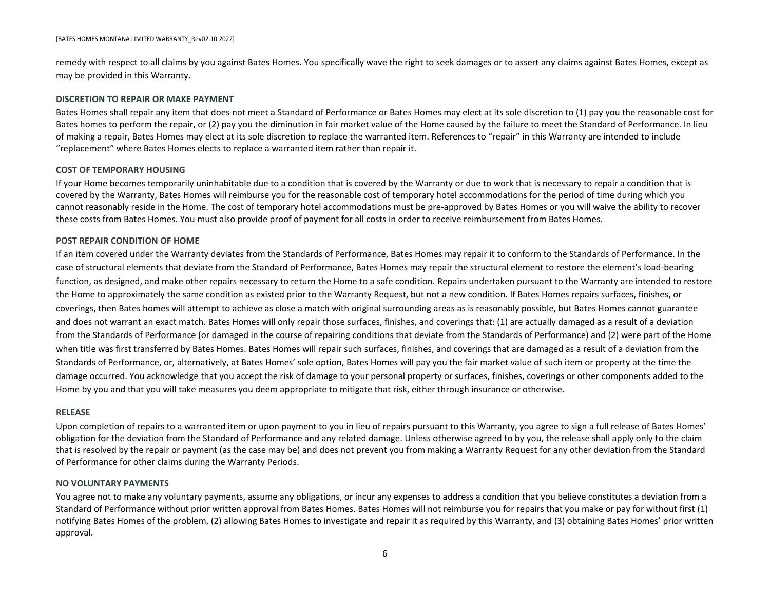remedy with respect to all claims by you against Bates Homes. You specifically wave the right to seek damages or to assert any claims against Bates Homes, except as may be provided in this Warranty.

**DISCRETION TO REPAIR OR MAKE PAYMENT**

Bates Homes shall repair any item that does not meet a Standard of Performance or Bates Homes may elect at its sole discretion to (1) pay you the reasonable cost for Bates homes to perform the repair, or (2) pay you the diminution in fair market value of the Home caused by the failure to meet the Standard of Performance. In lieu of making a repair, Bates Homes may elect at its sole discretion to replace the warranted item. References to "repair" in this Warranty are intended to include "replacement" where Bates Homes elects to replace a warranted item rather than repair it.

**COST OF TEMPORARY HOUSING**

If your Home becomes temporarily uninhabitable due to a condition that is covered by the Warranty or due to work that is necessary to repair a condition that is covered by the Warranty, Bates Homes will reimburse you for the reasonable cost of temporary hotel accommodations for the period of time during which you cannot reasonably reside in the Home. The cost of temporary hotel accommodations must be pre-approved by Bates Homes or you will waive the ability to recover these costs from Bates Homes. You must also provide proof of payment for all costs in order to receive reimbursement from Bates Homes.

**POST REPAIR CONDITION OF HOME**

If an item covered under the Warranty deviates from the Standards of Performance, Bates Homes may repair it to conform to the Standards of Performance. In the case of structural elements that deviate from the Standard of Performance, Bates Homes may repair the structural element to restore the element's load-bearing function, as designed, and make other repairs necessary to return the Home to a safe condition. Repairs undertaken pursuant to the Warranty are intended to restore the Home to approximately the same condition as existed prior to the Warranty Request, but not a new condition. If Bates Homes repairs surfaces, finishes, or coverings, then Bates homes will attempt to achieve as close a match with original surrounding areas as is reasonably possible, but Bates Homes cannot guarantee and does not warrant an exact match. Bates Homes will only repair those surfaces, finishes, and coverings that: (1) are actually damaged as a result of a deviation from the Standards of Performance (or damaged in the course of repairing conditions that deviate from the Standards of Performance) and (2) were part of the Home when title was first transferred by Bates Homes. Bates Homes will repair such surfaces, finishes, and coverings that are damaged as a result of a deviation from the Standards of Performance, or, alternatively, at Bates Homes' sole option, Bates Homes will pay you the fair market value of such item or property at the time the damage occurred. You acknowledge that you accept the risk of damage to your personal property or surfaces, finishes, coverings or other components added to the Home by you and that you will take measures you deem appropriate to mitigate that risk, either through insurance or otherwise.

**RELEASE**

Upon completion of repairs to a warranted item or upon payment to you in lieu of repairs pursuant to this Warranty, you agree to sign a full release of Bates Homes' obligation for the deviation from the Standard of Performance and any related damage. Unless otherwise agreed to by you, the release shall apply only to the claim that is resolved by the repair or payment (as the case may be) and does not prevent you from making a Warranty Request for any other deviation from the Standard of Performance for other claims during the Warranty Periods.

**NO VOLUNTARY PAYMENTS**

You agree not to make any voluntary payments, assume any obligations, or incur any expenses to address a condition that you believe constitutes a deviation from a Standard of Performance without prior written approval from Bates Homes. Bates Homes will not reimburse you for repairs that you make or pay for without first (1) notifying Bates Homes of the problem, (2) allowing Bates Homes to investigate and repair it as required by this Warranty, and (3) obtaining Bates Homes' prior written approval.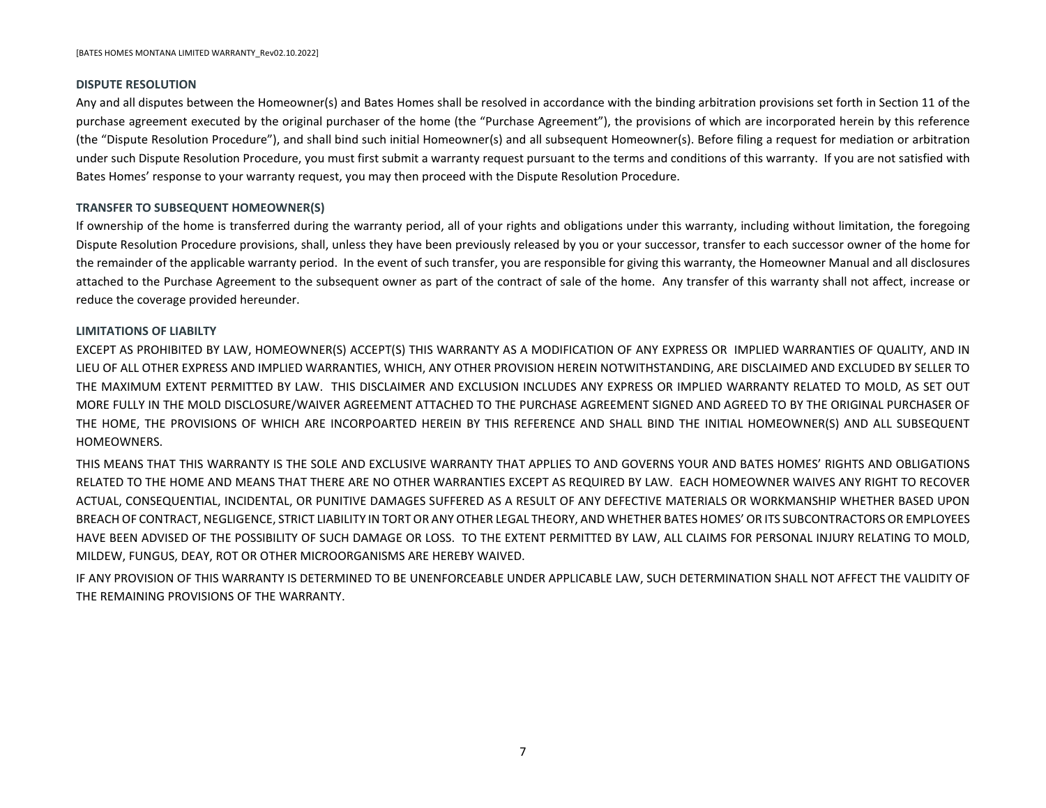## DISPUTE RESOLUTION

Any and all disputes between the Homeowner(s) and Bates Homes shall be resolved in accordance with the binding arbitration provisions set forth in Section 11 of the purchase agreement executed by the original purchaser of the home (the "Purchase Agreement"), the provisions of which are incorporated herein by this reference (the "Dispute Resolution Procedure"), and shall bind such initial Homeowner(s) and all subsequent Homeowner(s). Before filing a request for mediation or arbitration under such Dispute Resolution Procedure, you must first submit a warranty request pursuant to the terms and conditions of this warranty. If you are not satisfied with Bates Homes' response to your warranty request, you may then proceed with the Dispute Resolution Procedure.

## TRANSFER TO SUBSEQUENT HOMEOWNER(S)

If ownership of the home is transferred during the warranty period, all of your rights and obligations under this warranty, including without limitation, the foregoing Dispute Resolution Procedure provisions, shall, unless they have been previously released by you or your successor, transfer to each successor owner of the home for the remainder of the applicable warranty period. In the event of such transfer, you are responsible for giving this warranty, the Homeowner Manual and all disclosures attached to the Purchase Agreement to the subsequent owner as part of the contract of sale of the home. Any transfer of this warranty shall not affect, increase or reduce the coverage provided hereunder.

## LIMITATIONS OF LIABILTY

EXCEPT AS PROHIBITED BY LAW, HOMEOWNER(S) ACCEPT(S) THIS WARRANTY AS A MODIFICATION OF ANY EXPRESS OR IMPLIED WARRANTIES OF QUALITY, AND IN LIEU OF ALL OTHER EXPRESS AND IMPLIED WARRANTIES, WHICH, ANY OTHER PROVISION HEREIN NOTWITHSTANDING, ARE DISCLAIMED AND EXCLUDED BY SELLER TO THE MAXIMUM EXTENT PERMITTED BY LAW. THIS DISCLAIMER AND EXCLUSION INCLUDES ANY EXPRESS OR IMPLIED WARRANTY RELATED TO MOLD, AS SET OUT MORE FULLY IN THE MOLD DISCLOSURE/WAIVER AGREEMENT ATTACHED TO THE PURCHASE AGREEMENT SIGNED AND AGREED TO BY THE ORIGINAL PURCHASER OF THE HOME, THE PROVISIONS OF WHICH ARE INCORPOARTED HEREIN BY THIS REFERENCE AND SHALL BIND THE INITIAL HOMEOWNER(S) AND ALL SUBSEQUENT HOMEOWNERS.

THIS MEANS THAT THIS WARRANTY IS THE SOLE AND EXCLUSIVE WARRANTY THAT APPLIES TO AND GOVERNS YOUR AND BATES HOMES' RIGHTS AND OBLIGATIONS RELATED TO THE HOME AND MEANS THAT THERE ARE NO OTHER WARRANTIES EXCEPT AS REQUIRED BY LAW. EACH HOMEOWNER WAIVES ANY RIGHT TO RECOVER ACTUAL, CONSEQUENTIAL, INCIDENTAL, OR PUNITIVE DAMAGES SUFFERED AS A RESULT OF ANY DEFECTIVE MATERIALS OR WORKMANSHIP WHETHER BASED UPON BREACH OF CONTRACT, NEGLIGENCE, STRICT LIABILITY IN TORT OR ANY OTHER LEGAL THEORY, AND WHETHER BATES HOMES' OR ITS SUBCONTRACTORS OR EMPLOYEES HAVE BEEN ADVISED OF THE POSSIBILITY OF SUCH DAMAGE OR LOSS. TO THE EXTENT PERMITTED BY LAW, ALL CLAIMS FOR PERSONAL INJURY RELATING TO MOLD, MILDEW, FUNGUS, DEAY, ROT OR OTHER MICROORGANISMS ARE HEREBY WAIVED.

IF ANY PROVISION OF THIS WARRANTY IS DETERMINED TO BE UNENFORCEABLE UNDER APPLICABLE LAW, SUCH DETERMINATION SHALL NOT AFFECT THE VALIDITY OF THE REMAINING PROVISIONS OF THE WARRANTY.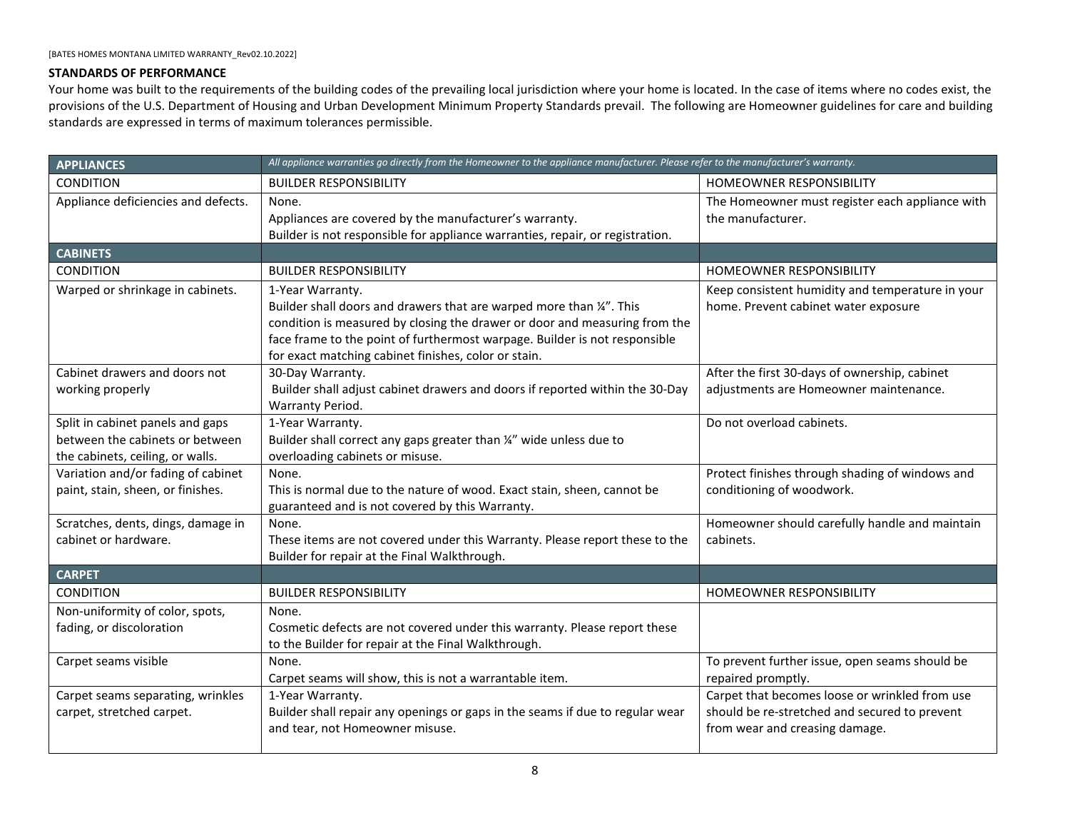## STANDARDS OF PERFORMANCE

Your home was built to the requirements of the building codes of the prevailing local jurisdiction where your home is located. In the case of items where no codes exist, the provisions of the U.S. Department of Housing and Urban Development Minimum Property Standards prevail. The following are Homeowner guidelines for care and building standards are expressed in terms of maximum tolerances permissible.

| **APPLIANCES** | *All appliance warranties go directly from the Homeowner to the appliance manufacturer. Please refer to the manufacturer's warranty.* | |
|---|---|---|
| CONDITION | BUILDER RESPONSIBILITY | HOMEOWNER RESPONSIBILITY |
| Appliance deficiencies and defects. | None.<br>Appliances are covered by the manufacturer's warranty.<br>Builder is not responsible for appliance warranties, repair, or registration. | The Homeowner must register each appliance with the manufacturer. |
| **CABINETS** | | |
| CONDITION | BUILDER RESPONSIBILITY | HOMEOWNER RESPONSIBILITY |
| Warped or shrinkage in cabinets. | 1-Year Warranty.<br>Builder shall doors and drawers that are warped more than ¼". This condition is measured by closing the drawer or door and measuring from the face frame to the point of furthermost warpage. Builder is not responsible for exact matching cabinet finishes, color or stain. | Keep consistent humidity and temperature in your home. Prevent cabinet water exposure |
| Cabinet drawers and doors not working properly | 30-Day Warranty.<br>Builder shall adjust cabinet drawers and doors if reported within the 30-Day Warranty Period. | After the first 30-days of ownership, cabinet adjustments are Homeowner maintenance. |
| Split in cabinet panels and gaps between the cabinets or between the cabinets, ceiling, or walls. | 1-Year Warranty.<br>Builder shall correct any gaps greater than ¼" wide unless due to overloading cabinets or misuse. | Do not overload cabinets. |
| Variation and/or fading of cabinet paint, stain, sheen, or finishes. | None.<br>This is normal due to the nature of wood. Exact stain, sheen, cannot be guaranteed and is not covered by this Warranty. | Protect finishes through shading of windows and conditioning of woodwork. |
| Scratches, dents, dings, damage in cabinet or hardware. | None.<br>These items are not covered under this Warranty. Please report these to the Builder for repair at the Final Walkthrough. | Homeowner should carefully handle and maintain cabinets. |
| **CARPET** | | |
| CONDITION | BUILDER RESPONSIBILITY | HOMEOWNER RESPONSIBILITY |
| Non-uniformity of color, spots, fading, or discoloration | None.<br>Cosmetic defects are not covered under this warranty. Please report these to the Builder for repair at the Final Walkthrough. | |
| Carpet seams visible | None.<br>Carpet seams will show, this is not a warrantable item. | To prevent further issue, open seams should be repaired promptly. |
| Carpet seams separating, wrinkles carpet, stretched carpet. | 1-Year Warranty.<br>Builder shall repair any openings or gaps in the seams if due to regular wear and tear, not Homeowner misuse. | Carpet that becomes loose or wrinkled from use should be re-stretched and secured to prevent from wear and creasing damage. |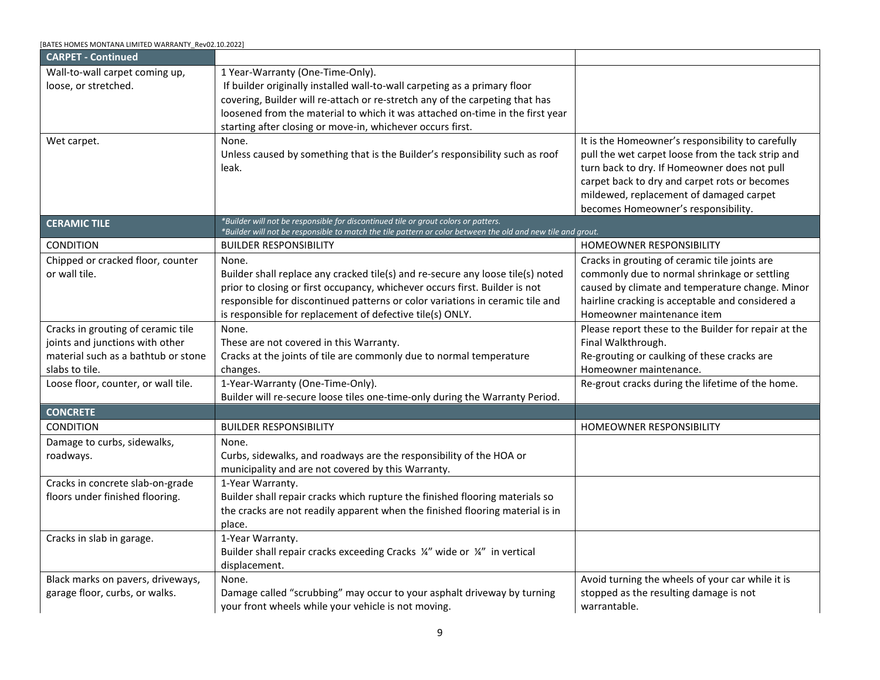| CARPET - Continued | | |
|---|---|---|
| Wall-to-wall carpet coming up, loose, or stretched. | 1 Year-Warranty (One-Time-Only).<br>If builder originally installed wall-to-wall carpeting as a primary floor covering, Builder will re-attach or re-stretch any of the carpeting that has loosened from the material to which it was attached on-time in the first year starting after closing or move-in, whichever occurs first. | |
| Wet carpet. | None.<br>Unless caused by something that is the Builder's responsibility such as roof leak. | It is the Homeowner's responsibility to carefully pull the wet carpet loose from the tack strip and turn back to dry. If Homeowner does not pull carpet back to dry and carpet rots or becomes mildewed, replacement of damaged carpet becomes Homeowner's responsibility. |

| CERAMIC TILE | *\*Builder will not be responsible for discontinued tile or grout colors or patters.<br>\*Builder will not be responsible to match the tile pattern or color between the old and new tile and grout.* | |
|---|---|---|
| CONDITION | BUILDER RESPONSIBILITY | HOMEOWNER RESPONSIBILITY |
| Chipped or cracked floor, counter or wall tile. | None.<br>Builder shall replace any cracked tile(s) and re-secure any loose tile(s) noted prior to closing or first occupancy, whichever occurs first. Builder is not responsible for discontinued patterns or color variations in ceramic tile and is responsible for replacement of defective tile(s) ONLY. | Cracks in grouting of ceramic tile joints are commonly due to normal shrinkage or settling caused by climate and temperature change. Minor hairline cracking is acceptable and considered a Homeowner maintenance item |
| Cracks in grouting of ceramic tile joints and junctions with other material such as a bathtub or stone slabs to tile. | None.<br>These are not covered in this Warranty.<br>Cracks at the joints of tile are commonly due to normal temperature changes. | Please report these to the Builder for repair at the Final Walkthrough.<br>Re-grouting or caulking of these cracks are Homeowner maintenance. |
| Loose floor, counter, or wall tile. | 1-Year-Warranty (One-Time-Only).<br>Builder will re-secure loose tiles one-time-only during the Warranty Period. | Re-grout cracks during the lifetime of the home. |

| CONCRETE | | |
|---|---|---|
| CONDITION | BUILDER RESPONSIBILITY | HOMEOWNER RESPONSIBILITY |
| Damage to curbs, sidewalks, roadways. | None.<br>Curbs, sidewalks, and roadways are the responsibility of the HOA or municipality and are not covered by this Warranty. | |
| Cracks in concrete slab-on-grade floors under finished flooring. | 1-Year Warranty.<br>Builder shall repair cracks which rupture the finished flooring materials so the cracks are not readily apparent when the finished flooring material is in place. | |
| Cracks in slab in garage. | 1-Year Warranty.<br>Builder shall repair cracks exceeding Cracks ¼" wide or ¼" in vertical displacement. | |
| Black marks on pavers, driveways, garage floor, curbs, or walks. | None.<br>Damage called "scrubbing" may occur to your asphalt driveway by turning your front wheels while your vehicle is not moving. | Avoid turning the wheels of your car while it is stopped as the resulting damage is not warrantable. |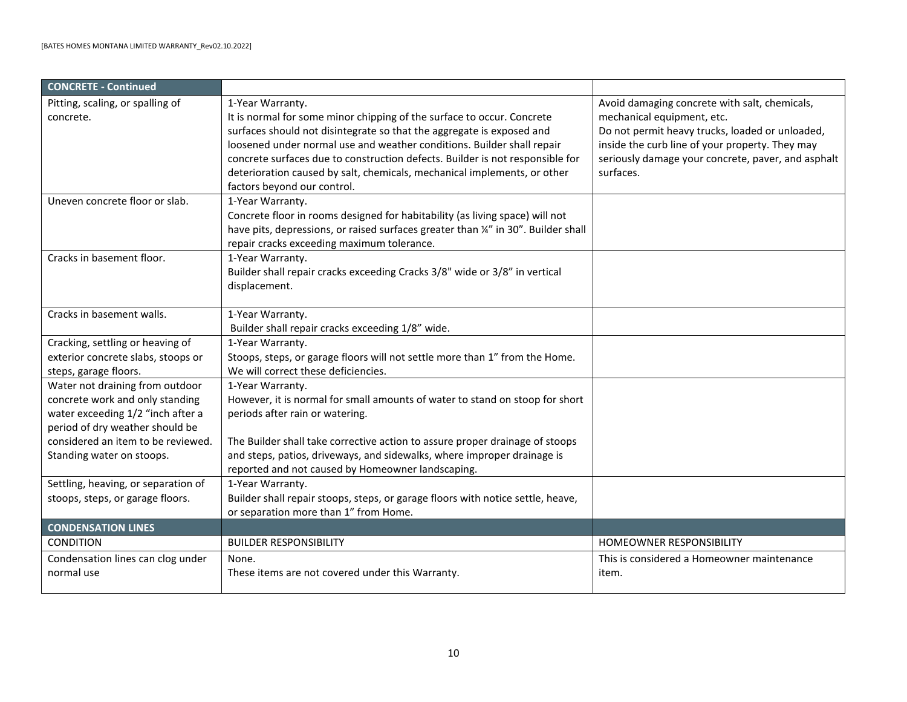| CONCRETE - Continued | | |
|---|---|---|
| Pitting, scaling, or spalling of concrete. | 1-Year Warranty.<br>It is normal for some minor chipping of the surface to occur. Concrete surfaces should not disintegrate so that the aggregate is exposed and loosened under normal use and weather conditions. Builder shall repair concrete surfaces due to construction defects. Builder is not responsible for deterioration caused by salt, chemicals, mechanical implements, or other factors beyond our control. | Avoid damaging concrete with salt, chemicals, mechanical equipment, etc.<br>Do not permit heavy trucks, loaded or unloaded, inside the curb line of your property. They may seriously damage your concrete, paver, and asphalt surfaces. |
| Uneven concrete floor or slab. | 1-Year Warranty.<br>Concrete floor in rooms designed for habitability (as living space) will not have pits, depressions, or raised surfaces greater than ¼" in 30". Builder shall repair cracks exceeding maximum tolerance. | |
| Cracks in basement floor. | 1-Year Warranty.<br>Builder shall repair cracks exceeding Cracks 3/8" wide or 3/8" in vertical displacement. | |
| Cracks in basement walls. | 1-Year Warranty.<br>Builder shall repair cracks exceeding 1/8" wide. | |
| Cracking, settling or heaving of exterior concrete slabs, stoops or steps, garage floors. | 1-Year Warranty.<br>Stoops, steps, or garage floors will not settle more than 1" from the Home. We will correct these deficiencies. | |
| Water not draining from outdoor concrete work and only standing water exceeding 1/2 "inch after a period of dry weather should be considered an item to be reviewed. Standing water on stoops. | 1-Year Warranty.<br>However, it is normal for small amounts of water to stand on stoop for short periods after rain or watering.<br><br>The Builder shall take corrective action to assure proper drainage of stoops and steps, patios, driveways, and sidewalks, where improper drainage is reported and not caused by Homeowner landscaping. | |
| Settling, heaving, or separation of stoops, steps, or garage floors. | 1-Year Warranty.<br>Builder shall repair stoops, steps, or garage floors with notice settle, heave, or separation more than 1" from Home. | |

| CONDENSATION LINES | | |
|---|---|---|
| CONDITION | BUILDER RESPONSIBILITY | HOMEOWNER RESPONSIBILITY |
| Condensation lines can clog under normal use | None.<br>These items are not covered under this Warranty. | This is considered a Homeowner maintenance item. |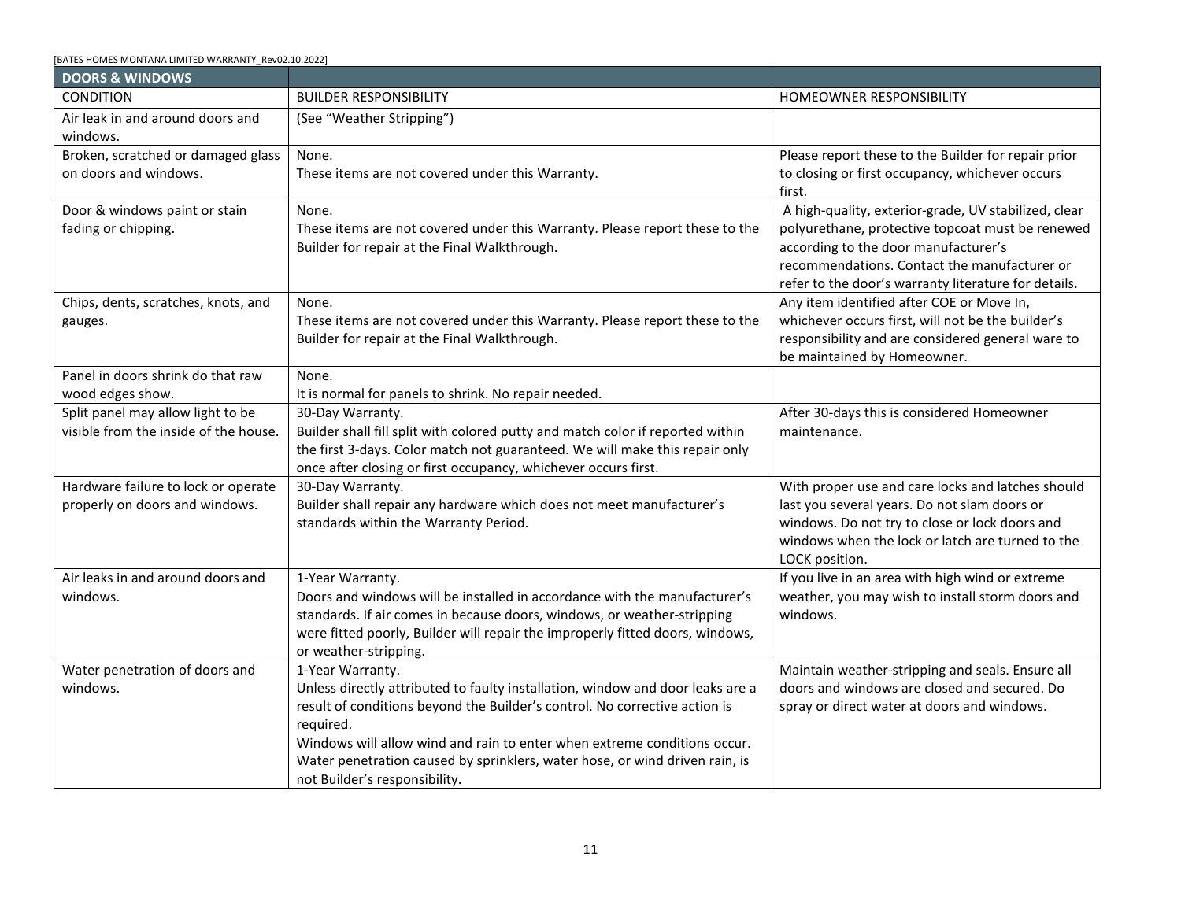| DOORS & WINDOWS | | |
|---|---|---|
| CONDITION | BUILDER RESPONSIBILITY | HOMEOWNER RESPONSIBILITY |
| Air leak in and around doors and windows. | (See "Weather Stripping") | |
| Broken, scratched or damaged glass on doors and windows. | None.<br>These items are not covered under this Warranty. | Please report these to the Builder for repair prior to closing or first occupancy, whichever occurs first. |
| Door & windows paint or stain fading or chipping. | None.<br>These items are not covered under this Warranty. Please report these to the Builder for repair at the Final Walkthrough. | A high-quality, exterior-grade, UV stabilized, clear polyurethane, protective topcoat must be renewed according to the door manufacturer's recommendations. Contact the manufacturer or refer to the door's warranty literature for details. |
| Chips, dents, scratches, knots, and gauges. | None.<br>These items are not covered under this Warranty. Please report these to the Builder for repair at the Final Walkthrough. | Any item identified after COE or Move In, whichever occurs first, will not be the builder's responsibility and are considered general ware to be maintained by Homeowner. |
| Panel in doors shrink do that raw wood edges show. | None.<br>It is normal for panels to shrink. No repair needed. | |
| Split panel may allow light to be visible from the inside of the house. | 30-Day Warranty.<br>Builder shall fill split with colored putty and match color if reported within the first 3-days. Color match not guaranteed. We will make this repair only once after closing or first occupancy, whichever occurs first. | After 30-days this is considered Homeowner maintenance. |
| Hardware failure to lock or operate properly on doors and windows. | 30-Day Warranty.<br>Builder shall repair any hardware which does not meet manufacturer's standards within the Warranty Period. | With proper use and care locks and latches should last you several years. Do not slam doors or windows. Do not try to close or lock doors and windows when the lock or latch are turned to the LOCK position. |
| Air leaks in and around doors and windows. | 1-Year Warranty.<br>Doors and windows will be installed in accordance with the manufacturer's standards. If air comes in because doors, windows, or weather-stripping were fitted poorly, Builder will repair the improperly fitted doors, windows, or weather-stripping. | If you live in an area with high wind or extreme weather, you may wish to install storm doors and windows. |
| Water penetration of doors and windows. | 1-Year Warranty.<br>Unless directly attributed to faulty installation, window and door leaks are a result of conditions beyond the Builder's control. No corrective action is required.<br>Windows will allow wind and rain to enter when extreme conditions occur. Water penetration caused by sprinklers, water hose, or wind driven rain, is not Builder's responsibility. | Maintain weather-stripping and seals. Ensure all doors and windows are closed and secured. Do spray or direct water at doors and windows. |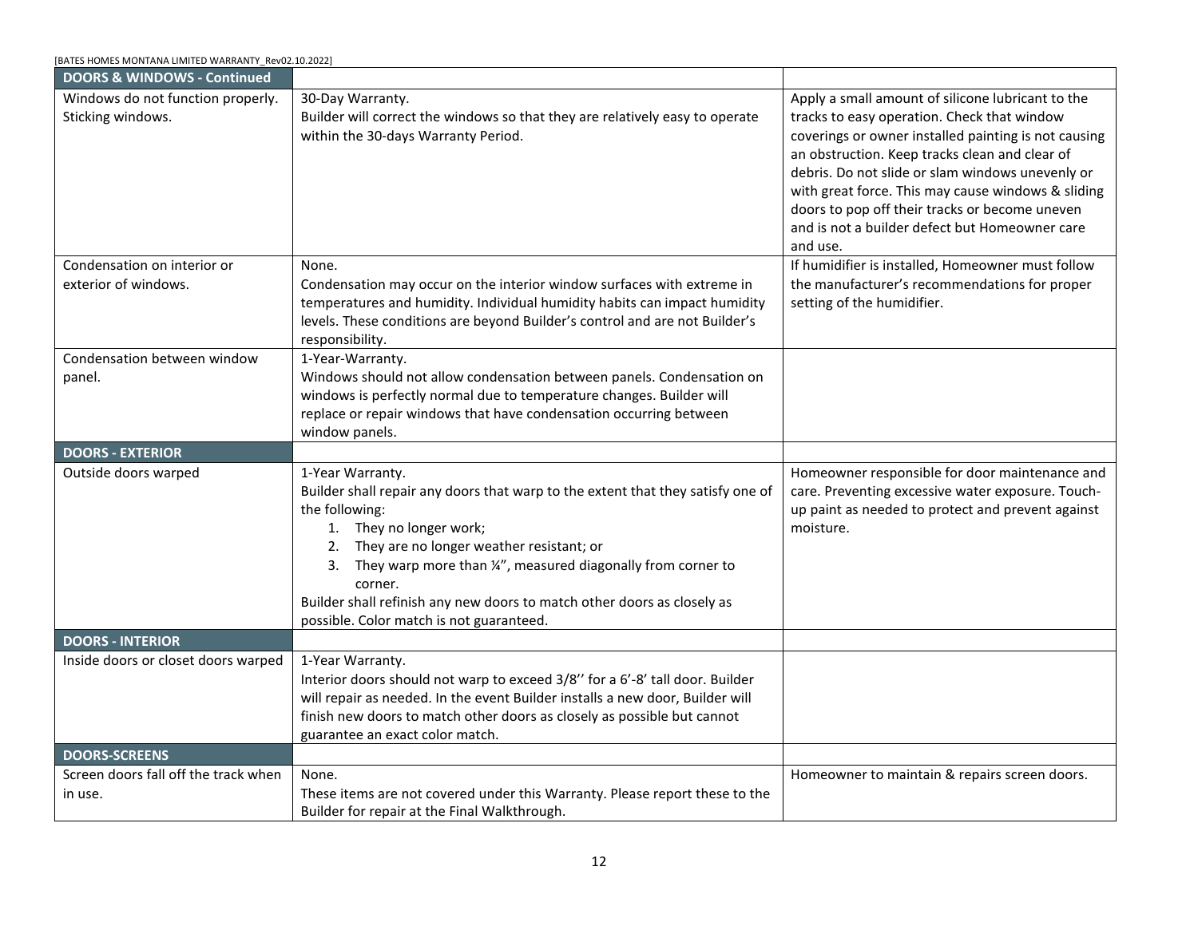| DOORS & WINDOWS - Continued | | |
|---|---|---|
| Windows do not function properly. Sticking windows. | 30-Day Warranty.<br>Builder will correct the windows so that they are relatively easy to operate within the 30-days Warranty Period. | Apply a small amount of silicone lubricant to the tracks to easy operation. Check that window coverings or owner installed painting is not causing an obstruction. Keep tracks clean and clear of debris. Do not slide or slam windows unevenly or with great force. This may cause windows & sliding doors to pop off their tracks or become uneven and is not a builder defect but Homeowner care and use. |
| Condensation on interior or exterior of windows. | None.<br>Condensation may occur on the interior window surfaces with extreme in temperatures and humidity. Individual humidity habits can impact humidity levels. These conditions are beyond Builder's control and are not Builder's responsibility. | If humidifier is installed, Homeowner must follow the manufacturer's recommendations for proper setting of the humidifier. |
| Condensation between window panel. | 1-Year-Warranty.<br>Windows should not allow condensation between panels. Condensation on windows is perfectly normal due to temperature changes. Builder will replace or repair windows that have condensation occurring between window panels. | |
| **DOORS - EXTERIOR** | | |
| Outside doors warped | 1-Year Warranty.<br>Builder shall repair any doors that warp to the extent that they satisfy one of the following:<br>1. They no longer work;<br>2. They are no longer weather resistant; or<br>3. They warp more than ¼", measured diagonally from corner to corner.<br>Builder shall refinish any new doors to match other doors as closely as possible. Color match is not guaranteed. | Homeowner responsible for door maintenance and care. Preventing excessive water exposure. Touch-up paint as needed to protect and prevent against moisture. |
| **DOORS - INTERIOR** | | |
| Inside doors or closet doors warped | 1-Year Warranty.<br>Interior doors should not warp to exceed 3/8'' for a 6'-8' tall door. Builder will repair as needed. In the event Builder installs a new door, Builder will finish new doors to match other doors as closely as possible but cannot guarantee an exact color match. | |
| **DOORS-SCREENS** | | |
| Screen doors fall off the track when in use. | None.<br>These items are not covered under this Warranty. Please report these to the Builder for repair at the Final Walkthrough. | Homeowner to maintain & repairs screen doors. |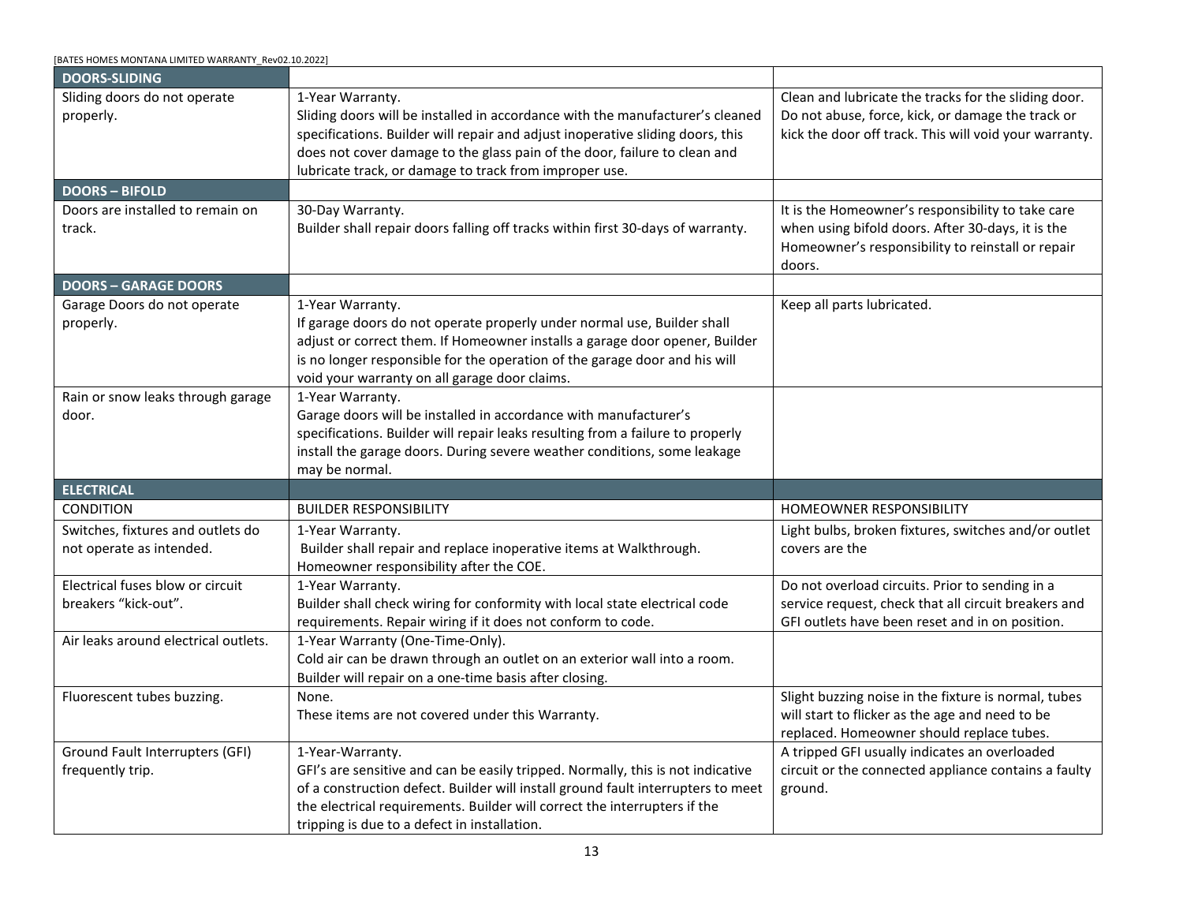| DOORS-SLIDING | | |
|---|---|---|
| Sliding doors do not operate properly. | 1-Year Warranty.<br>Sliding doors will be installed in accordance with the manufacturer's cleaned specifications. Builder will repair and adjust inoperative sliding doors, this does not cover damage to the glass pain of the door, failure to clean and lubricate track, or damage to track from improper use. | Clean and lubricate the tracks for the sliding door. Do not abuse, force, kick, or damage the track or kick the door off track. This will void your warranty. |
| **DOORS – BIFOLD** | | |
| Doors are installed to remain on track. | 30-Day Warranty.<br>Builder shall repair doors falling off tracks within first 30-days of warranty. | It is the Homeowner's responsibility to take care when using bifold doors. After 30-days, it is the Homeowner's responsibility to reinstall or repair doors. |
| **DOORS – GARAGE DOORS** | | |
| Garage Doors do not operate properly. | 1-Year Warranty.<br>If garage doors do not operate properly under normal use, Builder shall adjust or correct them. If Homeowner installs a garage door opener, Builder is no longer responsible for the operation of the garage door and his will void your warranty on all garage door claims. | Keep all parts lubricated. |
| Rain or snow leaks through garage door. | 1-Year Warranty.<br>Garage doors will be installed in accordance with manufacturer's specifications. Builder will repair leaks resulting from a failure to properly install the garage doors. During severe weather conditions, some leakage may be normal. | |
| **ELECTRICAL** | | |
| CONDITION | BUILDER RESPONSIBILITY | HOMEOWNER RESPONSIBILITY |
| Switches, fixtures and outlets do not operate as intended. | 1-Year Warranty.<br>Builder shall repair and replace inoperative items at Walkthrough. Homeowner responsibility after the COE. | Light bulbs, broken fixtures, switches and/or outlet covers are the |
| Electrical fuses blow or circuit breakers "kick-out". | 1-Year Warranty.<br>Builder shall check wiring for conformity with local state electrical code requirements. Repair wiring if it does not conform to code. | Do not overload circuits. Prior to sending in a service request, check that all circuit breakers and GFI outlets have been reset and in on position. |
| Air leaks around electrical outlets. | 1-Year Warranty (One-Time-Only).<br>Cold air can be drawn through an outlet on an exterior wall into a room. Builder will repair on a one-time basis after closing. | |
| Fluorescent tubes buzzing. | None.<br>These items are not covered under this Warranty. | Slight buzzing noise in the fixture is normal, tubes will start to flicker as the age and need to be replaced. Homeowner should replace tubes. |
| Ground Fault Interrupters (GFI) frequently trip. | 1-Year-Warranty.<br>GFI's are sensitive and can be easily tripped. Normally, this is not indicative of a construction defect. Builder will install ground fault interrupters to meet the electrical requirements. Builder will correct the interrupters if the tripping is due to a defect in installation. | A tripped GFI usually indicates an overloaded circuit or the connected appliance contains a faulty ground. |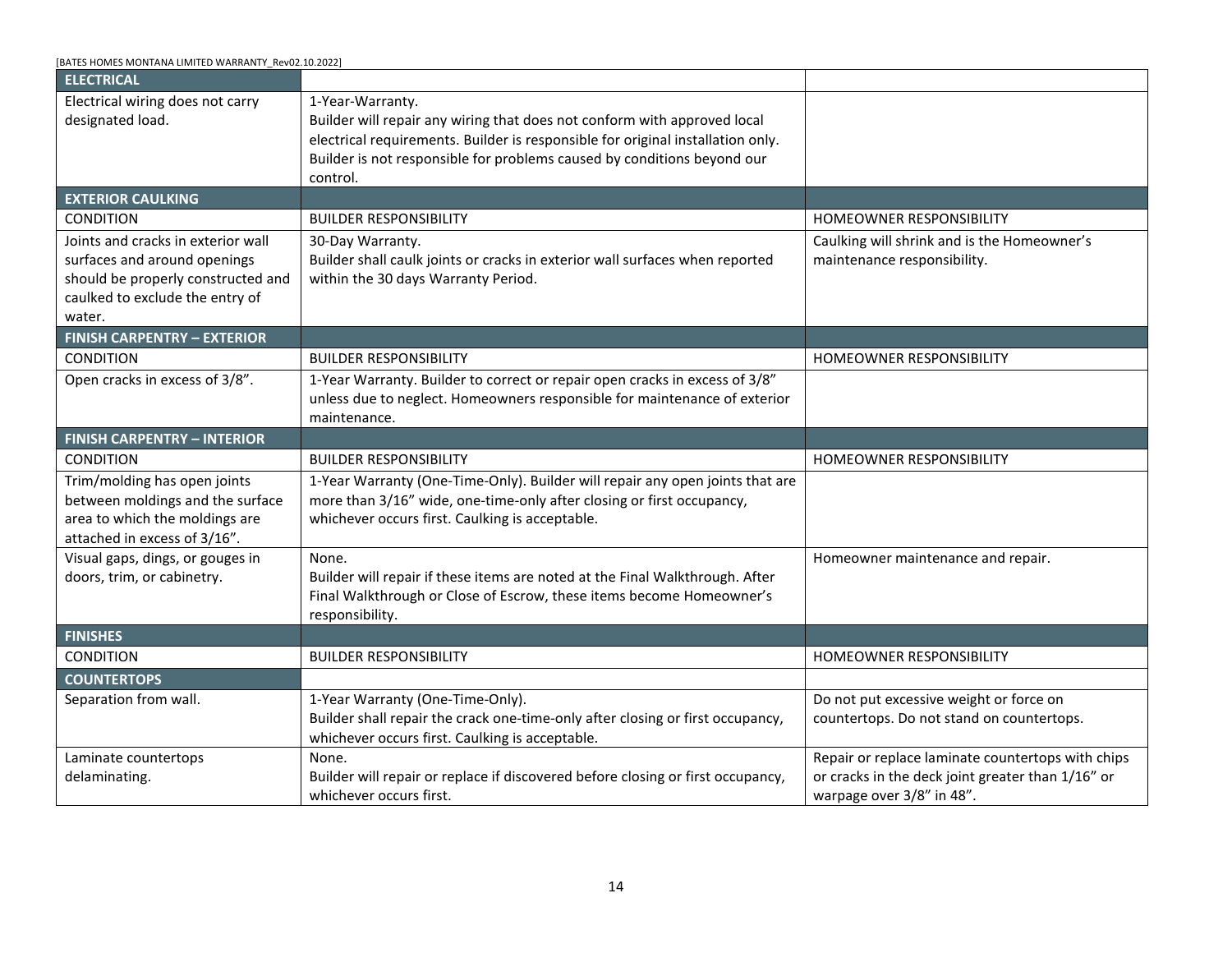| ELECTRICAL | | |
|---|---|---|
| Electrical wiring does not carry designated load. | 1-Year-Warranty. Builder will repair any wiring that does not conform with approved local electrical requirements. Builder is responsible for original installation only. Builder is not responsible for problems caused by conditions beyond our control. | |
| **EXTERIOR CAULKING** | | |
| CONDITION | BUILDER RESPONSIBILITY | HOMEOWNER RESPONSIBILITY |
| Joints and cracks in exterior wall surfaces and around openings should be properly constructed and caulked to exclude the entry of water. | 30-Day Warranty. Builder shall caulk joints or cracks in exterior wall surfaces when reported within the 30 days Warranty Period. | Caulking will shrink and is the Homeowner's maintenance responsibility. |
| **FINISH CARPENTRY – EXTERIOR** | | |
| CONDITION | BUILDER RESPONSIBILITY | HOMEOWNER RESPONSIBILITY |
| Open cracks in excess of 3/8". | 1-Year Warranty. Builder to correct or repair open cracks in excess of 3/8" unless due to neglect. Homeowners responsible for maintenance of exterior maintenance. | |
| **FINISH CARPENTRY – INTERIOR** | | |
| CONDITION | BUILDER RESPONSIBILITY | HOMEOWNER RESPONSIBILITY |
| Trim/molding has open joints between moldings and the surface area to which the moldings are attached in excess of 3/16". | 1-Year Warranty (One-Time-Only). Builder will repair any open joints that are more than 3/16" wide, one-time-only after closing or first occupancy, whichever occurs first. Caulking is acceptable. | |
| Visual gaps, dings, or gouges in doors, trim, or cabinetry. | None. Builder will repair if these items are noted at the Final Walkthrough. After Final Walkthrough or Close of Escrow, these items become Homeowner's responsibility. | Homeowner maintenance and repair. |
| **FINISHES** | | |
| CONDITION | BUILDER RESPONSIBILITY | HOMEOWNER RESPONSIBILITY |
| **COUNTERTOPS** | | |
| Separation from wall. | 1-Year Warranty (One-Time-Only). Builder shall repair the crack one-time-only after closing or first occupancy, whichever occurs first. Caulking is acceptable. | Do not put excessive weight or force on countertops. Do not stand on countertops. |
| Laminate countertops delaminating. | None. Builder will repair or replace if discovered before closing or first occupancy, whichever occurs first. | Repair or replace laminate countertops with chips or cracks in the deck joint greater than 1/16" or warpage over 3/8" in 48". |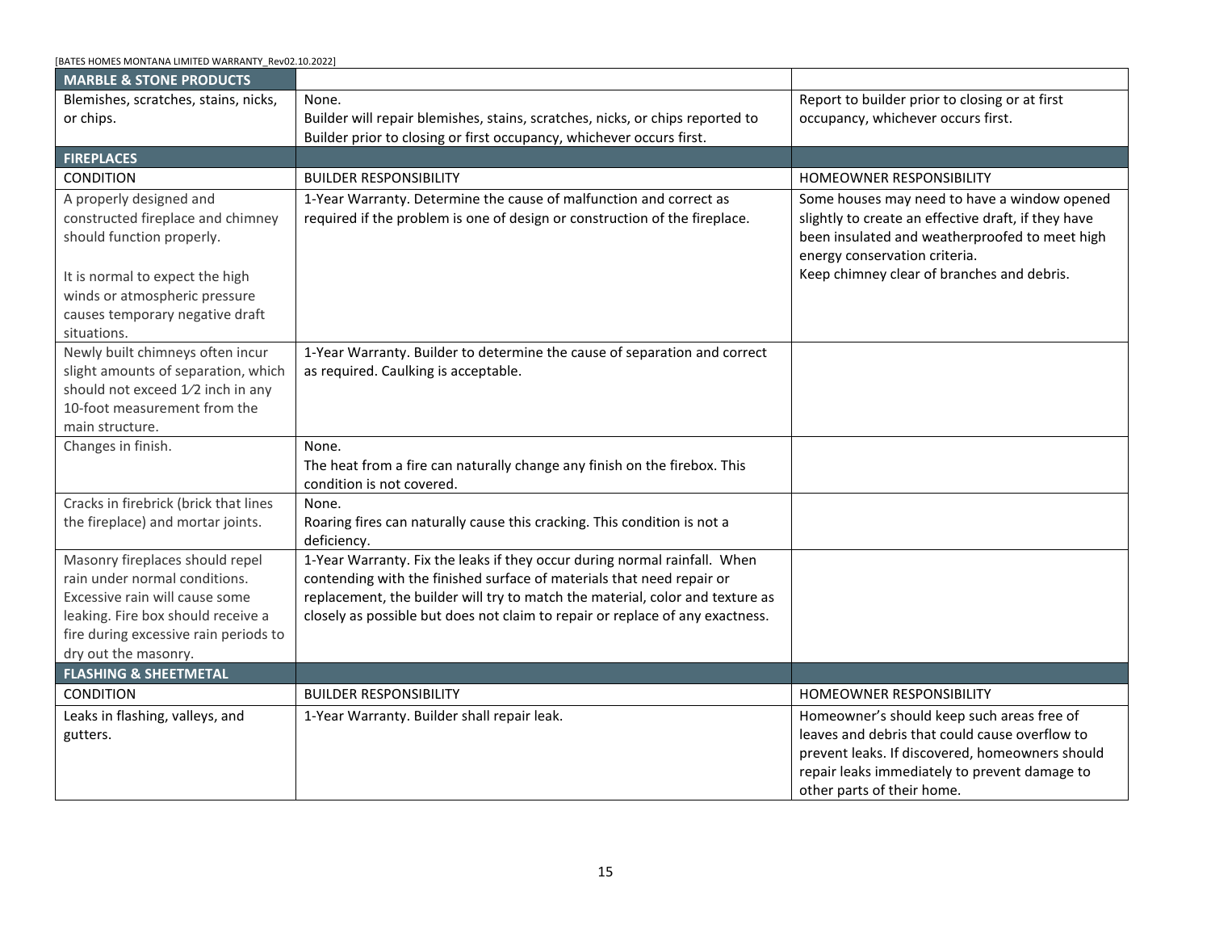| MARBLE & STONE PRODUCTS | | |
|---|---|---|
| Blemishes, scratches, stains, nicks, or chips. | None.<br>Builder will repair blemishes, stains, scratches, nicks, or chips reported to Builder prior to closing or first occupancy, whichever occurs first. | Report to builder prior to closing or at first occupancy, whichever occurs first. |
| **FIREPLACES** | | |
| CONDITION | BUILDER RESPONSIBILITY | HOMEOWNER RESPONSIBILITY |
| A properly designed and constructed fireplace and chimney should function properly.<br><br>It is normal to expect the high winds or atmospheric pressure causes temporary negative draft situations. | 1-Year Warranty. Determine the cause of malfunction and correct as required if the problem is one of design or construction of the fireplace. | Some houses may need to have a window opened slightly to create an effective draft, if they have been insulated and weatherproofed to meet high energy conservation criteria.<br>Keep chimney clear of branches and debris. |
| Newly built chimneys often incur slight amounts of separation, which should not exceed 1⁄2 inch in any 10-foot measurement from the main structure. | 1-Year Warranty. Builder to determine the cause of separation and correct as required. Caulking is acceptable. | |
| Changes in finish. | None.<br>The heat from a fire can naturally change any finish on the firebox. This condition is not covered. | |
| Cracks in firebrick (brick that lines the fireplace) and mortar joints. | None.<br>Roaring fires can naturally cause this cracking. This condition is not a deficiency. | |
| Masonry fireplaces should repel rain under normal conditions. Excessive rain will cause some leaking. Fire box should receive a fire during excessive rain periods to dry out the masonry. | 1-Year Warranty. Fix the leaks if they occur during normal rainfall. When contending with the finished surface of materials that need repair or replacement, the builder will try to match the material, color and texture as closely as possible but does not claim to repair or replace of any exactness. | |
| **FLASHING & SHEETMETAL** | | |
| CONDITION | BUILDER RESPONSIBILITY | HOMEOWNER RESPONSIBILITY |
| Leaks in flashing, valleys, and gutters. | 1-Year Warranty. Builder shall repair leak. | Homeowner's should keep such areas free of leaves and debris that could cause overflow to prevent leaks. If discovered, homeowners should repair leaks immediately to prevent damage to other parts of their home. |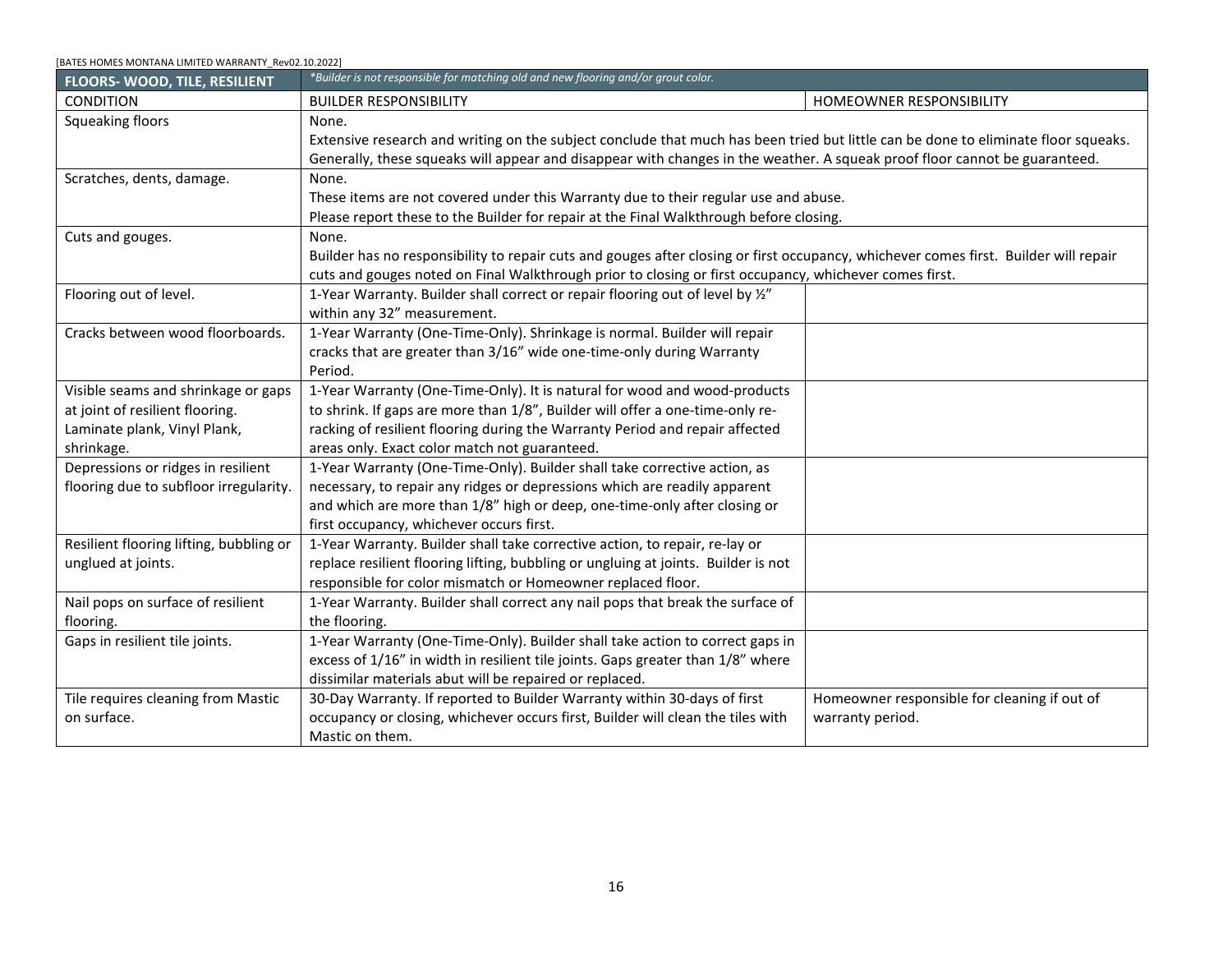| FLOORS- WOOD, TILE, RESILIENT | *Builder is not responsible for matching old and new flooring and/or grout color.* | |
|---|---|---|
| CONDITION | BUILDER RESPONSIBILITY | HOMEOWNER RESPONSIBILITY |
| Squeaking floors | None. Extensive research and writing on the subject conclude that much has been tried but little can be done to eliminate floor squeaks. Generally, these squeaks will appear and disappear with changes in the weather. A squeak proof floor cannot be guaranteed. | |
| Scratches, dents, damage. | None. These items are not covered under this Warranty due to their regular use and abuse. Please report these to the Builder for repair at the Final Walkthrough before closing. | |
| Cuts and gouges. | None. Builder has no responsibility to repair cuts and gouges after closing or first occupancy, whichever comes first. Builder will repair cuts and gouges noted on Final Walkthrough prior to closing or first occupancy, whichever comes first. | |
| Flooring out of level. | 1-Year Warranty. Builder shall correct or repair flooring out of level by ½" within any 32" measurement. | |
| Cracks between wood floorboards. | 1-Year Warranty (One-Time-Only). Shrinkage is normal. Builder will repair cracks that are greater than 3/16" wide one-time-only during Warranty Period. | |
| Visible seams and shrinkage or gaps at joint of resilient flooring. Laminate plank, Vinyl Plank, shrinkage. | 1-Year Warranty (One-Time-Only). It is natural for wood and wood-products to shrink. If gaps are more than 1/8", Builder will offer a one-time-only re-racking of resilient flooring during the Warranty Period and repair affected areas only. Exact color match not guaranteed. | |
| Depressions or ridges in resilient flooring due to subfloor irregularity. | 1-Year Warranty (One-Time-Only). Builder shall take corrective action, as necessary, to repair any ridges or depressions which are readily apparent and which are more than 1/8" high or deep, one-time-only after closing or first occupancy, whichever occurs first. | |
| Resilient flooring lifting, bubbling or unglued at joints. | 1-Year Warranty. Builder shall take corrective action, to repair, re-lay or replace resilient flooring lifting, bubbling or ungluing at joints. Builder is not responsible for color mismatch or Homeowner replaced floor. | |
| Nail pops on surface of resilient flooring. | 1-Year Warranty. Builder shall correct any nail pops that break the surface of the flooring. | |
| Gaps in resilient tile joints. | 1-Year Warranty (One-Time-Only). Builder shall take action to correct gaps in excess of 1/16" in width in resilient tile joints. Gaps greater than 1/8" where dissimilar materials abut will be repaired or replaced. | |
| Tile requires cleaning from Mastic on surface. | 30-Day Warranty. If reported to Builder Warranty within 30-days of first occupancy or closing, whichever occurs first, Builder will clean the tiles with Mastic on them. | Homeowner responsible for cleaning if out of warranty period. |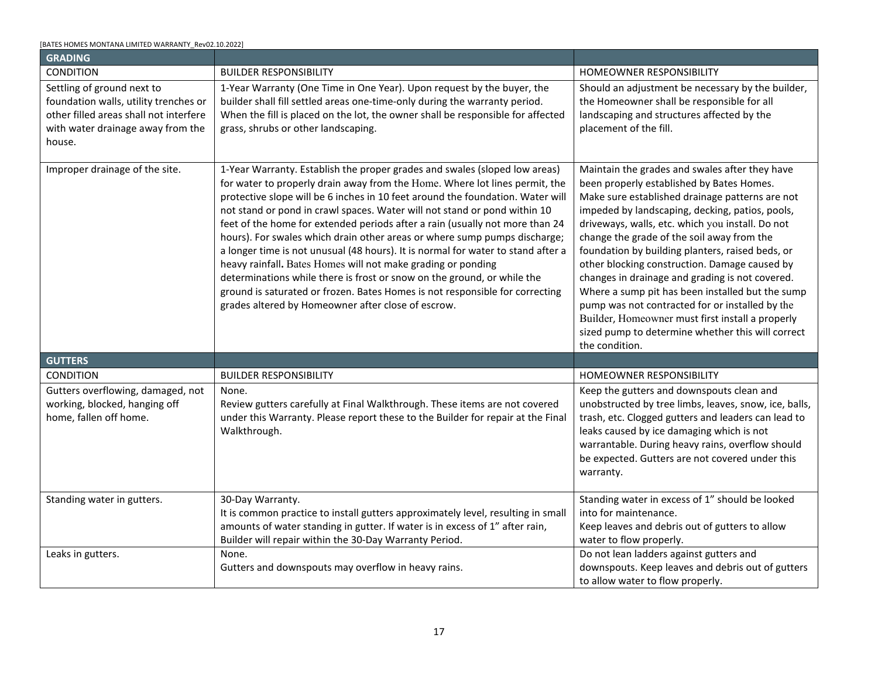| GRADING | | |
|---|---|---|
| CONDITION | BUILDER RESPONSIBILITY | HOMEOWNER RESPONSIBILITY |
| Settling of ground next to foundation walls, utility trenches or other filled areas shall not interfere with water drainage away from the house. | 1-Year Warranty (One Time in One Year). Upon request by the buyer, the builder shall fill settled areas one-time-only during the warranty period. When the fill is placed on the lot, the owner shall be responsible for affected grass, shrubs or other landscaping. | Should an adjustment be necessary by the builder, the Homeowner shall be responsible for all landscaping and structures affected by the placement of the fill. |
| Improper drainage of the site. | 1-Year Warranty. Establish the proper grades and swales (sloped low areas) for water to properly drain away from the Home. Where lot lines permit, the protective slope will be 6 inches in 10 feet around the foundation. Water will not stand or pond in crawl spaces. Water will not stand or pond within 10 feet of the home for extended periods after a rain (usually not more than 24 hours). For swales which drain other areas or where sump pumps discharge; a longer time is not unusual (48 hours). It is normal for water to stand after a heavy rainfall. Bates Homes will not make grading or ponding determinations while there is frost or snow on the ground, or while the ground is saturated or frozen. Bates Homes is not responsible for correcting grades altered by Homeowner after close of escrow. | Maintain the grades and swales after they have been properly established by Bates Homes. Make sure established drainage patterns are not impeded by landscaping, decking, patios, pools, driveways, walls, etc. which you install. Do not change the grade of the soil away from the foundation by building planters, raised beds, or other blocking construction. Damage caused by changes in drainage and grading is not covered. Where a sump pit has been installed but the sump pump was not contracted for or installed by the Builder, Homeowner must first install a properly sized pump to determine whether this will correct the condition. |

| GUTTERS | | |
|---|---|---|
| CONDITION | BUILDER RESPONSIBILITY | HOMEOWNER RESPONSIBILITY |
| Gutters overflowing, damaged, not working, blocked, hanging off home, fallen off home. | None.<br>Review gutters carefully at Final Walkthrough. These items are not covered under this Warranty. Please report these to the Builder for repair at the Final Walkthrough. | Keep the gutters and downspouts clean and unobstructed by tree limbs, leaves, snow, ice, balls, trash, etc. Clogged gutters and leaders can lead to leaks caused by ice damaging which is not warrantable. During heavy rains, overflow should be expected. Gutters are not covered under this warranty. |
| Standing water in gutters. | 30-Day Warranty.<br>It is common practice to install gutters approximately level, resulting in small amounts of water standing in gutter. If water is in excess of 1" after rain, Builder will repair within the 30-Day Warranty Period. | Standing water in excess of 1" should be looked into for maintenance.<br>Keep leaves and debris out of gutters to allow water to flow properly. |
| Leaks in gutters. | None.<br>Gutters and downspouts may overflow in heavy rains. | Do not lean ladders against gutters and downspouts. Keep leaves and debris out of gutters to allow water to flow properly. |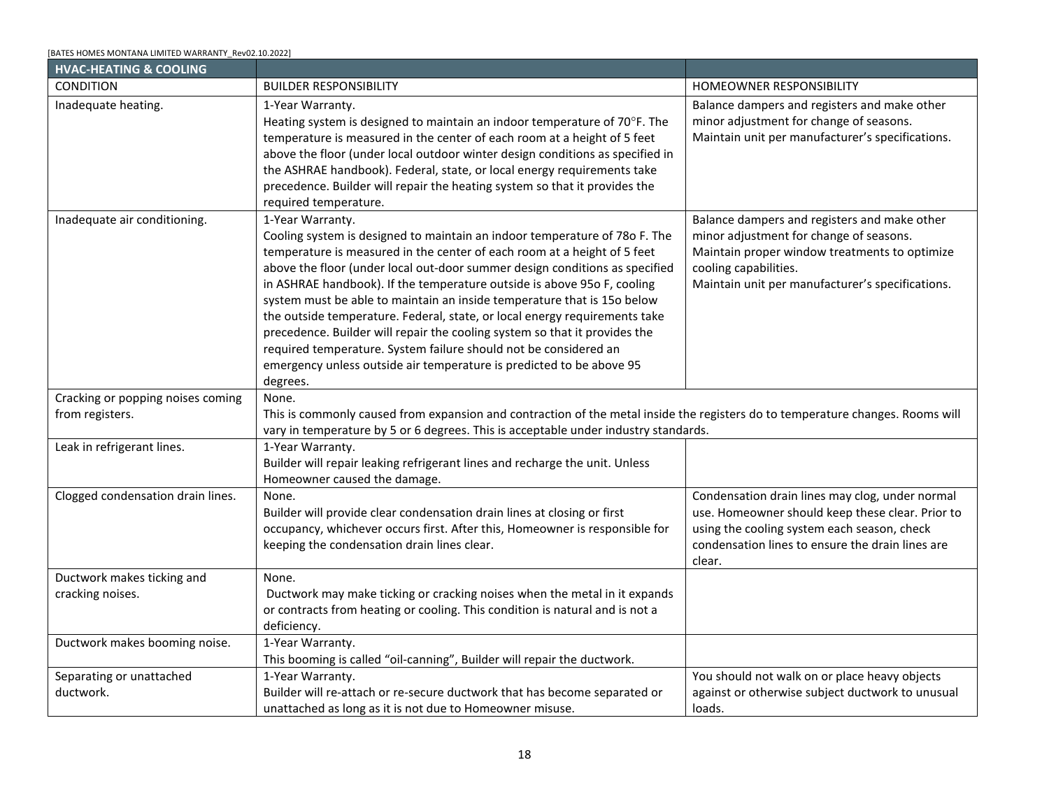| HVAC-HEATING & COOLING | | |
|---|---|---|
| CONDITION | BUILDER RESPONSIBILITY | HOMEOWNER RESPONSIBILITY |
| Inadequate heating. | 1-Year Warranty.<br>Heating system is designed to maintain an indoor temperature of 70°F. The temperature is measured in the center of each room at a height of 5 feet above the floor (under local outdoor winter design conditions as specified in the ASHRAE handbook). Federal, state, or local energy requirements take precedence. Builder will repair the heating system so that it provides the required temperature. | Balance dampers and registers and make other minor adjustment for change of seasons.<br>Maintain unit per manufacturer's specifications. |
| Inadequate air conditioning. | 1-Year Warranty.<br>Cooling system is designed to maintain an indoor temperature of 78o F. The temperature is measured in the center of each room at a height of 5 feet above the floor (under local out-door summer design conditions as specified in ASHRAE handbook). If the temperature outside is above 95o F, cooling system must be able to maintain an inside temperature that is 15o below the outside temperature. Federal, state, or local energy requirements take precedence. Builder will repair the cooling system so that it provides the required temperature. System failure should not be considered an emergency unless outside air temperature is predicted to be above 95 degrees. | Balance dampers and registers and make other minor adjustment for change of seasons.<br>Maintain proper window treatments to optimize cooling capabilities.<br>Maintain unit per manufacturer's specifications. |
| Cracking or popping noises coming from registers. | None.<br>This is commonly caused from expansion and contraction of the metal inside the registers do to temperature changes. Rooms will vary in temperature by 5 or 6 degrees. This is acceptable under industry standards. | |
| Leak in refrigerant lines. | 1-Year Warranty.<br>Builder will repair leaking refrigerant lines and recharge the unit. Unless Homeowner caused the damage. | |
| Clogged condensation drain lines. | None.<br>Builder will provide clear condensation drain lines at closing or first occupancy, whichever occurs first. After this, Homeowner is responsible for keeping the condensation drain lines clear. | Condensation drain lines may clog, under normal use. Homeowner should keep these clear. Prior to using the cooling system each season, check condensation lines to ensure the drain lines are clear. |
| Ductwork makes ticking and cracking noises. | None.<br>Ductwork may make ticking or cracking noises when the metal in it expands or contracts from heating or cooling. This condition is natural and is not a deficiency. | |
| Ductwork makes booming noise. | 1-Year Warranty.<br>This booming is called "oil-canning", Builder will repair the ductwork. | |
| Separating or unattached ductwork. | 1-Year Warranty.<br>Builder will re-attach or re-secure ductwork that has become separated or unattached as long as it is not due to Homeowner misuse. | You should not walk on or place heavy objects against or otherwise subject ductwork to unusual loads. |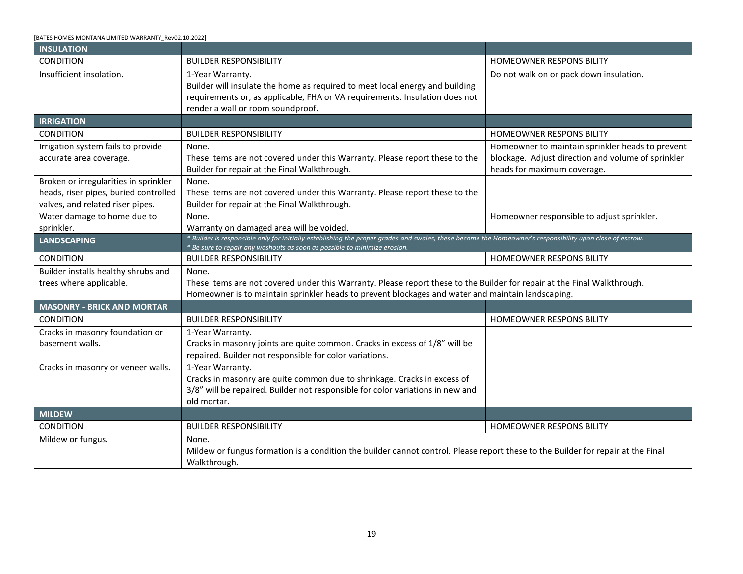| INSULATION | | |
|---|---|---|
| CONDITION | BUILDER RESPONSIBILITY | HOMEOWNER RESPONSIBILITY |
| Insufficient insolation. | 1-Year Warranty.<br>Builder will insulate the home as required to meet local energy and building requirements or, as applicable, FHA or VA requirements. Insulation does not render a wall or room soundproof. | Do not walk on or pack down insulation. |

| IRRIGATION | | |
|---|---|---|
| CONDITION | BUILDER RESPONSIBILITY | HOMEOWNER RESPONSIBILITY |
| Irrigation system fails to provide accurate area coverage. | None.<br>These items are not covered under this Warranty. Please report these to the Builder for repair at the Final Walkthrough. | Homeowner to maintain sprinkler heads to prevent blockage. Adjust direction and volume of sprinkler heads for maximum coverage. |
| Broken or irregularities in sprinkler heads, riser pipes, buried controlled valves, and related riser pipes. | None.<br>These items are not covered under this Warranty. Please report these to the Builder for repair at the Final Walkthrough. | |
| Water damage to home due to sprinkler. | None.<br>Warranty on damaged area will be voided. | Homeowner responsible to adjust sprinkler. |

| LANDSCAPING | *\* Builder is responsible only for initially establishing the proper grades and swales, these become the Homeowner's responsibility upon close of escrow.<br>\* Be sure to repair any washouts as soon as possible to minimize erosion.* | |
|---|---|---|
| CONDITION | BUILDER RESPONSIBILITY | HOMEOWNER RESPONSIBILITY |
| Builder installs healthy shrubs and trees where applicable. | None.<br>These items are not covered under this Warranty. Please report these to the Builder for repair at the Final Walkthrough.<br>Homeowner is to maintain sprinkler heads to prevent blockages and water and maintain landscaping. | |

| MASONRY - BRICK AND MORTAR | | |
|---|---|---|
| CONDITION | BUILDER RESPONSIBILITY | HOMEOWNER RESPONSIBILITY |
| Cracks in masonry foundation or basement walls. | 1-Year Warranty.<br>Cracks in masonry joints are quite common. Cracks in excess of 1/8" will be repaired. Builder not responsible for color variations. | |
| Cracks in masonry or veneer walls. | 1-Year Warranty.<br>Cracks in masonry are quite common due to shrinkage. Cracks in excess of 3/8" will be repaired. Builder not responsible for color variations in new and old mortar. | |

| MILDEW | | |
|---|---|---|
| CONDITION | BUILDER RESPONSIBILITY | HOMEOWNER RESPONSIBILITY |
| Mildew or fungus. | None.<br>Mildew or fungus formation is a condition the builder cannot control. Please report these to the Builder for repair at the Final Walkthrough. | |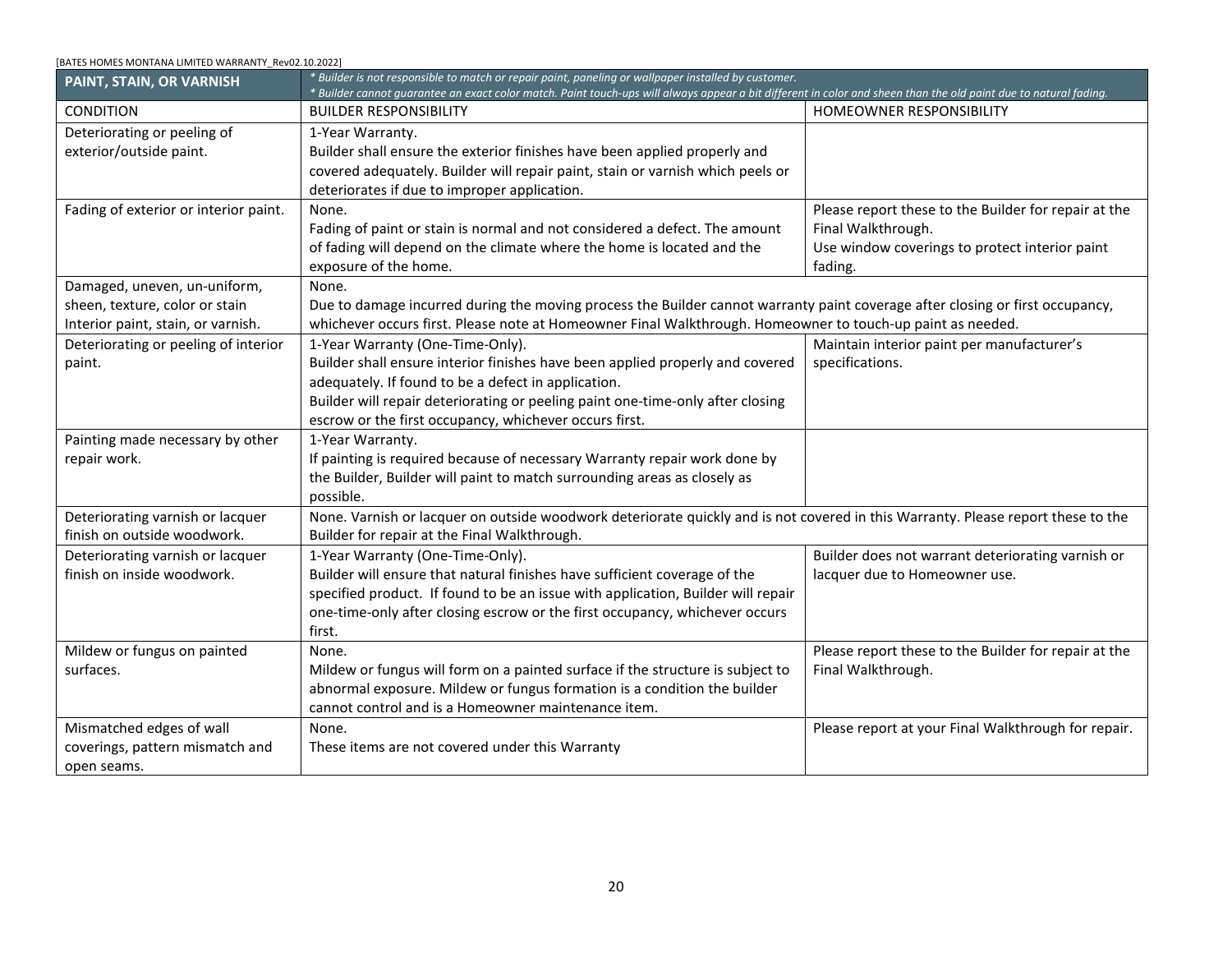| PAINT, STAIN, OR VARNISH | *\* Builder is not responsible to match or repair paint, paneling or wallpaper installed by customer.* *\* Builder cannot guarantee an exact color match. Paint touch-ups will always appear a bit different in color and sheen than the old paint due to natural fading.* | |
|---|---|---|
| CONDITION | BUILDER RESPONSIBILITY | HOMEOWNER RESPONSIBILITY |
| Deteriorating or peeling of exterior/outside paint. | 1-Year Warranty. Builder shall ensure the exterior finishes have been applied properly and covered adequately. Builder will repair paint, stain or varnish which peels or deteriorates if due to improper application. | |
| Fading of exterior or interior paint. | None. Fading of paint or stain is normal and not considered a defect. The amount of fading will depend on the climate where the home is located and the exposure of the home. | Please report these to the Builder for repair at the Final Walkthrough. Use window coverings to protect interior paint fading. |
| Damaged, uneven, un-uniform, sheen, texture, color or stain Interior paint, stain, or varnish. | None. Due to damage incurred during the moving process the Builder cannot warranty paint coverage after closing or first occupancy, whichever occurs first. Please note at Homeowner Final Walkthrough. Homeowner to touch-up paint as needed. | |
| Deteriorating or peeling of interior paint. | 1-Year Warranty (One-Time-Only). Builder shall ensure interior finishes have been applied properly and covered adequately. If found to be a defect in application. Builder will repair deteriorating or peeling paint one-time-only after closing escrow or the first occupancy, whichever occurs first. | Maintain interior paint per manufacturer's specifications. |
| Painting made necessary by other repair work. | 1-Year Warranty. If painting is required because of necessary Warranty repair work done by the Builder, Builder will paint to match surrounding areas as closely as possible. | |
| Deteriorating varnish or lacquer finish on outside woodwork. | None. Varnish or lacquer on outside woodwork deteriorate quickly and is not covered in this Warranty. Please report these to the Builder for repair at the Final Walkthrough. | |
| Deteriorating varnish or lacquer finish on inside woodwork. | 1-Year Warranty (One-Time-Only). Builder will ensure that natural finishes have sufficient coverage of the specified product. If found to be an issue with application, Builder will repair one-time-only after closing escrow or the first occupancy, whichever occurs first. | Builder does not warrant deteriorating varnish or lacquer due to Homeowner use. |
| Mildew or fungus on painted surfaces. | None. Mildew or fungus will form on a painted surface if the structure is subject to abnormal exposure. Mildew or fungus formation is a condition the builder cannot control and is a Homeowner maintenance item. | Please report these to the Builder for repair at the Final Walkthrough. |
| Mismatched edges of wall coverings, pattern mismatch and open seams. | None. These items are not covered under this Warranty | Please report at your Final Walkthrough for repair. |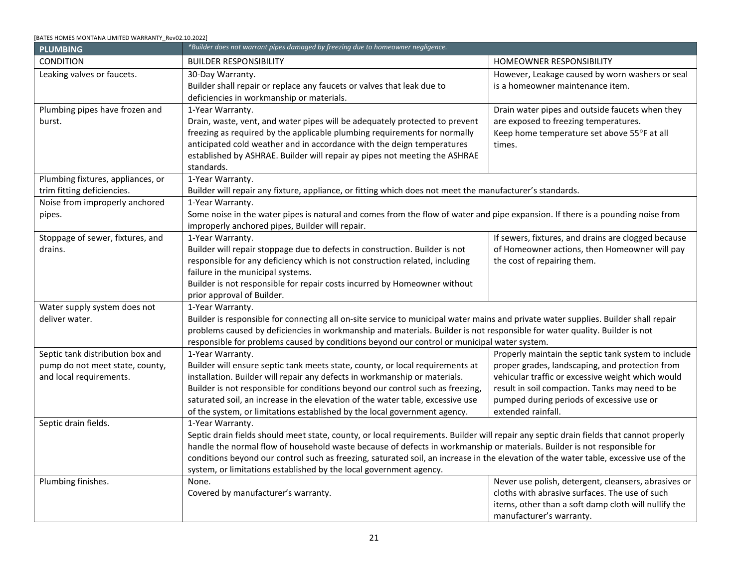| PLUMBING | *Builder does not warrant pipes damaged by freezing due to homeowner negligence.* | |
|---|---|---|
| CONDITION | BUILDER RESPONSIBILITY | HOMEOWNER RESPONSIBILITY |
| Leaking valves or faucets. | 30-Day Warranty.<br>Builder shall repair or replace any faucets or valves that leak due to deficiencies in workmanship or materials. | However, Leakage caused by worn washers or seal is a homeowner maintenance item. |
| Plumbing pipes have frozen and burst. | 1-Year Warranty.<br>Drain, waste, vent, and water pipes will be adequately protected to prevent freezing as required by the applicable plumbing requirements for normally anticipated cold weather and in accordance with the deign temperatures established by ASHRAE. Builder will repair ay pipes not meeting the ASHRAE standards. | Drain water pipes and outside faucets when they are exposed to freezing temperatures.<br>Keep home temperature set above 55°F at all times. |
| Plumbing fixtures, appliances, or trim fitting deficiencies. | 1-Year Warranty.<br>Builder will repair any fixture, appliance, or fitting which does not meet the manufacturer's standards. | |
| Noise from improperly anchored pipes. | 1-Year Warranty.<br>Some noise in the water pipes is natural and comes from the flow of water and pipe expansion. If there is a pounding noise from improperly anchored pipes, Builder will repair. | |
| Stoppage of sewer, fixtures, and drains. | 1-Year Warranty.<br>Builder will repair stoppage due to defects in construction. Builder is not responsible for any deficiency which is not construction related, including failure in the municipal systems.<br>Builder is not responsible for repair costs incurred by Homeowner without prior approval of Builder. | If sewers, fixtures, and drains are clogged because of Homeowner actions, then Homeowner will pay the cost of repairing them. |
| Water supply system does not deliver water. | 1-Year Warranty.<br>Builder is responsible for connecting all on-site service to municipal water mains and private water supplies. Builder shall repair problems caused by deficiencies in workmanship and materials. Builder is not responsible for water quality. Builder is not responsible for problems caused by conditions beyond our control or municipal water system. | |
| Septic tank distribution box and pump do not meet state, county, and local requirements. | 1-Year Warranty.<br>Builder will ensure septic tank meets state, county, or local requirements at installation. Builder will repair any defects in workmanship or materials.<br>Builder is not responsible for conditions beyond our control such as freezing, saturated soil, an increase in the elevation of the water table, excessive use of the system, or limitations established by the local government agency. | Properly maintain the septic tank system to include proper grades, landscaping, and protection from vehicular traffic or excessive weight which would result in soil compaction. Tanks may need to be pumped during periods of excessive use or extended rainfall. |
| Septic drain fields. | 1-Year Warranty.<br>Septic drain fields should meet state, county, or local requirements. Builder will repair any septic drain fields that cannot properly handle the normal flow of household waste because of defects in workmanship or materials. Builder is not responsible for conditions beyond our control such as freezing, saturated soil, an increase in the elevation of the water table, excessive use of the system, or limitations established by the local government agency. | |
| Plumbing finishes. | None.<br>Covered by manufacturer's warranty. | Never use polish, detergent, cleansers, abrasives or cloths with abrasive surfaces. The use of such items, other than a soft damp cloth will nullify the manufacturer's warranty. |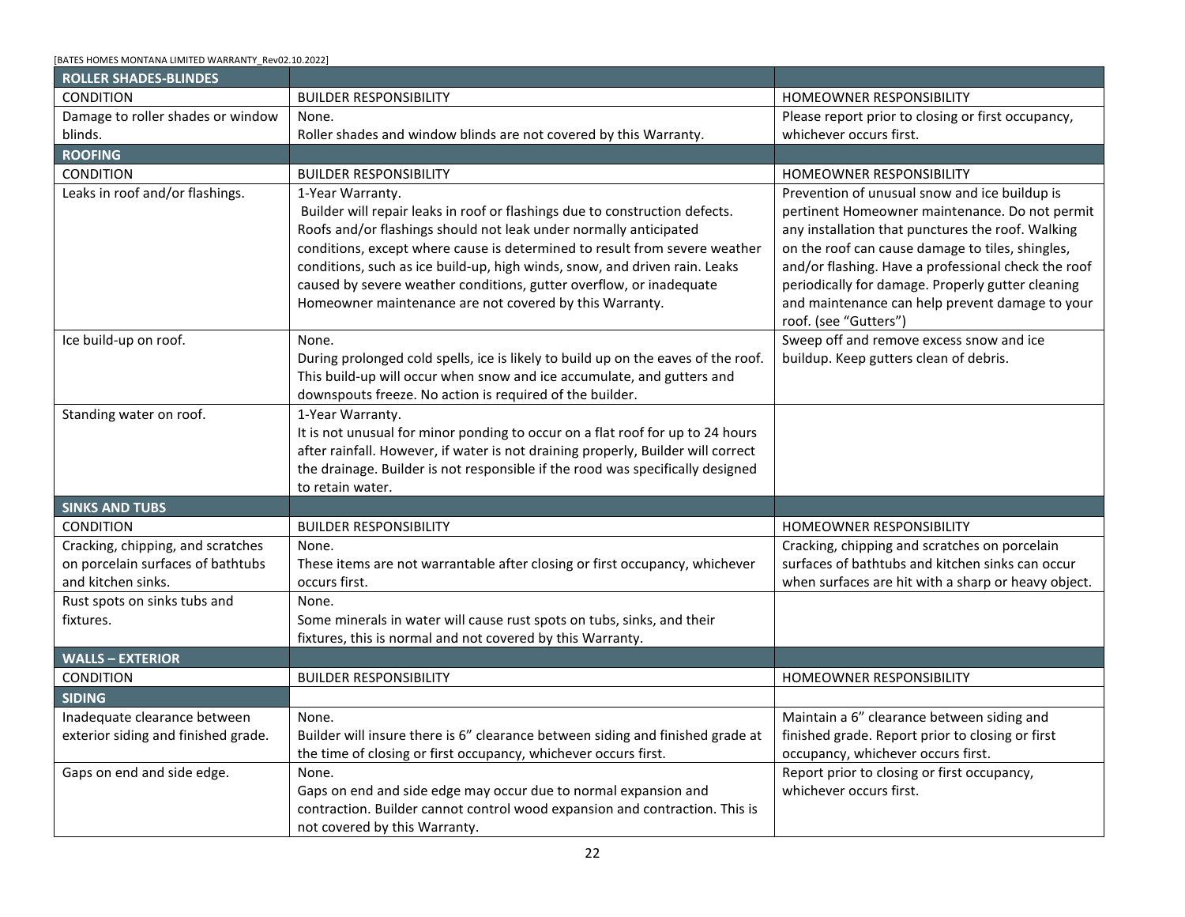| ROLLER SHADES-BLINDES | | |
|---|---|---|
| CONDITION | BUILDER RESPONSIBILITY | HOMEOWNER RESPONSIBILITY |
| Damage to roller shades or window blinds. | None.<br>Roller shades and window blinds are not covered by this Warranty. | Please report prior to closing or first occupancy, whichever occurs first. |
| **ROOFING** | | |
| CONDITION | BUILDER RESPONSIBILITY | HOMEOWNER RESPONSIBILITY |
| Leaks in roof and/or flashings. | 1-Year Warranty.<br>Builder will repair leaks in roof or flashings due to construction defects. Roofs and/or flashings should not leak under normally anticipated conditions, except where cause is determined to result from severe weather conditions, such as ice build-up, high winds, snow, and driven rain. Leaks caused by severe weather conditions, gutter overflow, or inadequate Homeowner maintenance are not covered by this Warranty. | Prevention of unusual snow and ice buildup is pertinent Homeowner maintenance. Do not permit any installation that punctures the roof. Walking on the roof can cause damage to tiles, shingles, and/or flashing. Have a professional check the roof periodically for damage. Properly gutter cleaning and maintenance can help prevent damage to your roof. (see "Gutters") |
| Ice build-up on roof. | None.<br>During prolonged cold spells, ice is likely to build up on the eaves of the roof. This build-up will occur when snow and ice accumulate, and gutters and downspouts freeze. No action is required of the builder. | Sweep off and remove excess snow and ice buildup. Keep gutters clean of debris. |
| Standing water on roof. | 1-Year Warranty.<br>It is not unusual for minor ponding to occur on a flat roof for up to 24 hours after rainfall. However, if water is not draining properly, Builder will correct the drainage. Builder is not responsible if the rood was specifically designed to retain water. | |
| **SINKS AND TUBS** | | |
| CONDITION | BUILDER RESPONSIBILITY | HOMEOWNER RESPONSIBILITY |
| Cracking, chipping, and scratches on porcelain surfaces of bathtubs and kitchen sinks. | None.<br>These items are not warrantable after closing or first occupancy, whichever occurs first. | Cracking, chipping and scratches on porcelain surfaces of bathtubs and kitchen sinks can occur when surfaces are hit with a sharp or heavy object. |
| Rust spots on sinks tubs and fixtures. | None.<br>Some minerals in water will cause rust spots on tubs, sinks, and their fixtures, this is normal and not covered by this Warranty. | |
| **WALLS – EXTERIOR** | | |
| CONDITION | BUILDER RESPONSIBILITY | HOMEOWNER RESPONSIBILITY |
| **SIDING** | | |
| Inadequate clearance between exterior siding and finished grade. | None.<br>Builder will insure there is 6" clearance between siding and finished grade at the time of closing or first occupancy, whichever occurs first. | Maintain a 6" clearance between siding and finished grade. Report prior to closing or first occupancy, whichever occurs first. |
| Gaps on end and side edge. | None.<br>Gaps on end and side edge may occur due to normal expansion and contraction. Builder cannot control wood expansion and contraction. This is not covered by this Warranty. | Report prior to closing or first occupancy, whichever occurs first. |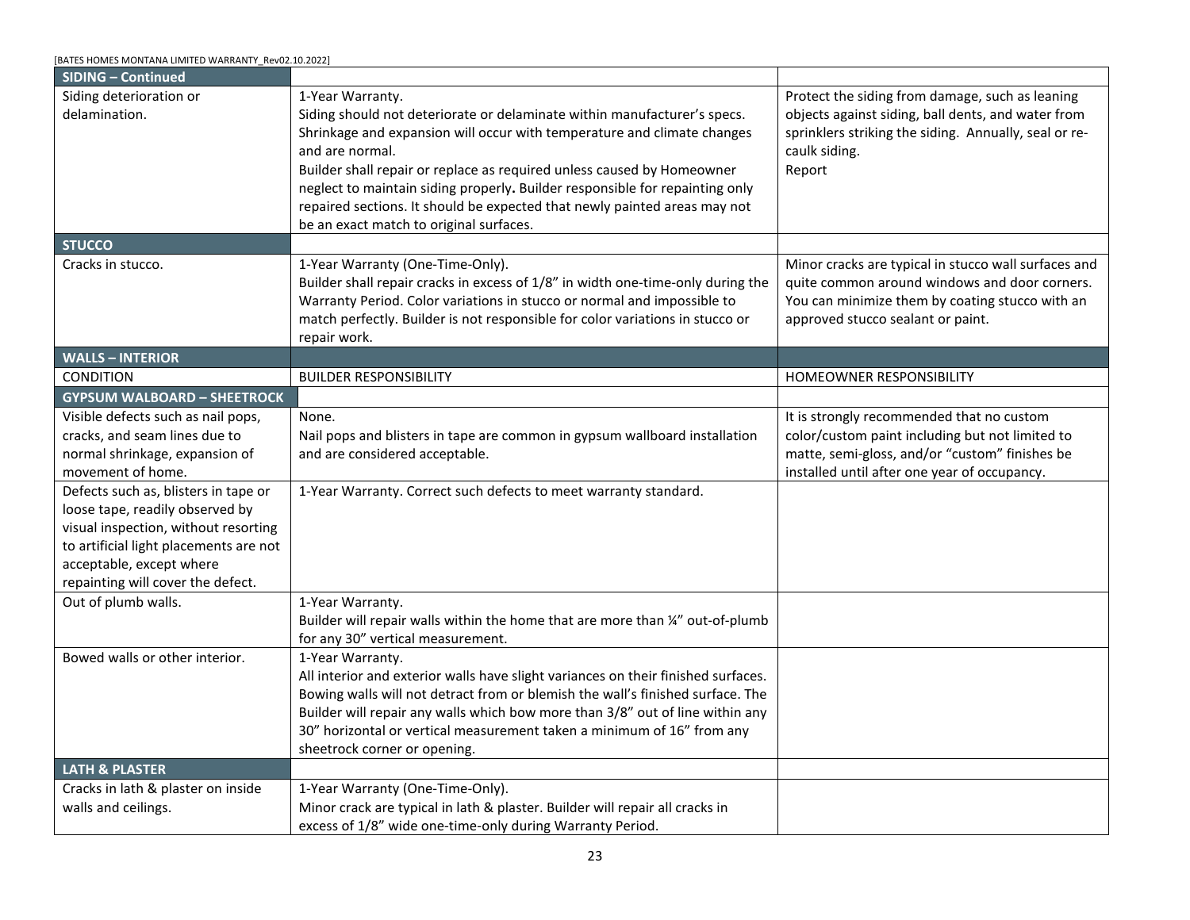| SIDING – Continued | | |
|---|---|---|
| Siding deterioration or delamination. | 1-Year Warranty.<br>Siding should not deteriorate or delaminate within manufacturer's specs. Shrinkage and expansion will occur with temperature and climate changes and are normal.<br>Builder shall repair or replace as required unless caused by Homeowner neglect to maintain siding properly**.** Builder responsible for repainting only repaired sections. It should be expected that newly painted areas may not be an exact match to original surfaces. | Protect the siding from damage, such as leaning objects against siding, ball dents, and water from sprinklers striking the siding. Annually, seal or re-caulk siding.<br>Report |
| **STUCCO** | | |
| Cracks in stucco. | 1-Year Warranty (One-Time-Only).<br>Builder shall repair cracks in excess of 1/8" in width one-time-only during the Warranty Period. Color variations in stucco or normal and impossible to match perfectly. Builder is not responsible for color variations in stucco or repair work. | Minor cracks are typical in stucco wall surfaces and quite common around windows and door corners. You can minimize them by coating stucco with an approved stucco sealant or paint. |
| **WALLS – INTERIOR** | | |
| CONDITION | BUILDER RESPONSIBILITY | HOMEOWNER RESPONSIBILITY |
| **GYPSUM WALBOARD – SHEETROCK** | | |
| Visible defects such as nail pops, cracks, and seam lines due to normal shrinkage, expansion of movement of home. | None.<br>Nail pops and blisters in tape are common in gypsum wallboard installation and are considered acceptable. | It is strongly recommended that no custom color/custom paint including but not limited to matte, semi-gloss, and/or "custom" finishes be installed until after one year of occupancy. |
| Defects such as, blisters in tape or loose tape, readily observed by visual inspection, without resorting to artificial light placements are not acceptable, except where repainting will cover the defect. | 1-Year Warranty. Correct such defects to meet warranty standard. | |
| Out of plumb walls. | 1-Year Warranty.<br>Builder will repair walls within the home that are more than ¼" out-of-plumb for any 30" vertical measurement. | |
| Bowed walls or other interior. | 1-Year Warranty.<br>All interior and exterior walls have slight variances on their finished surfaces. Bowing walls will not detract from or blemish the wall's finished surface. The Builder will repair any walls which bow more than 3/8" out of line within any 30" horizontal or vertical measurement taken a minimum of 16" from any sheetrock corner or opening. | |
| **LATH & PLASTER** | | |
| Cracks in lath & plaster on inside walls and ceilings. | 1-Year Warranty (One-Time-Only).<br>Minor crack are typical in lath & plaster. Builder will repair all cracks in excess of 1/8" wide one-time-only during Warranty Period. | |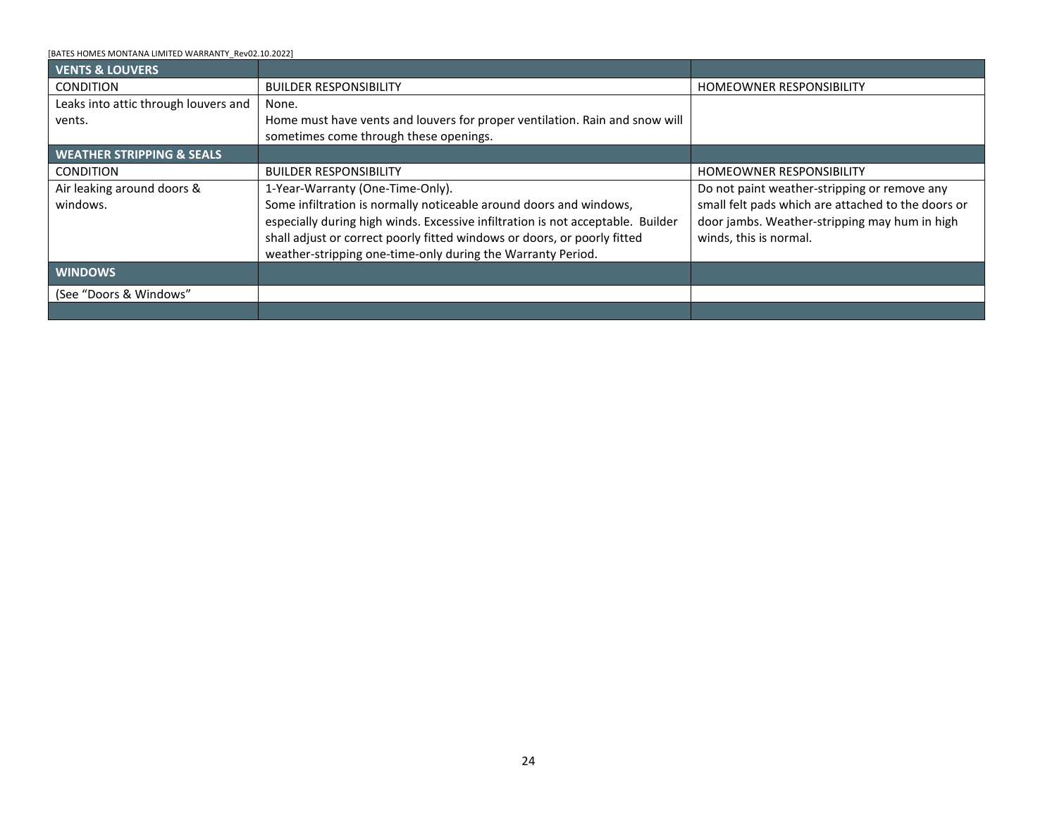| VENTS & LOUVERS | | |
|---|---|---|
| CONDITION | BUILDER RESPONSIBILITY | HOMEOWNER RESPONSIBILITY |
| Leaks into attic through louvers and vents. | None.<br>Home must have vents and louvers for proper ventilation. Rain and snow will sometimes come through these openings. | |
| **WEATHER STRIPPING & SEALS** | | |
| CONDITION | BUILDER RESPONSIBILITY | HOMEOWNER RESPONSIBILITY |
| Air leaking around doors & windows. | 1-Year-Warranty (One-Time-Only).<br>Some infiltration is normally noticeable around doors and windows, especially during high winds. Excessive infiltration is not acceptable. Builder shall adjust or correct poorly fitted windows or doors, or poorly fitted weather-stripping one-time-only during the Warranty Period. | Do not paint weather-stripping or remove any small felt pads which are attached to the doors or door jambs. Weather-stripping may hum in high winds, this is normal. |
| **WINDOWS** | | |
| (See "Doors & Windows" | | |
| | | |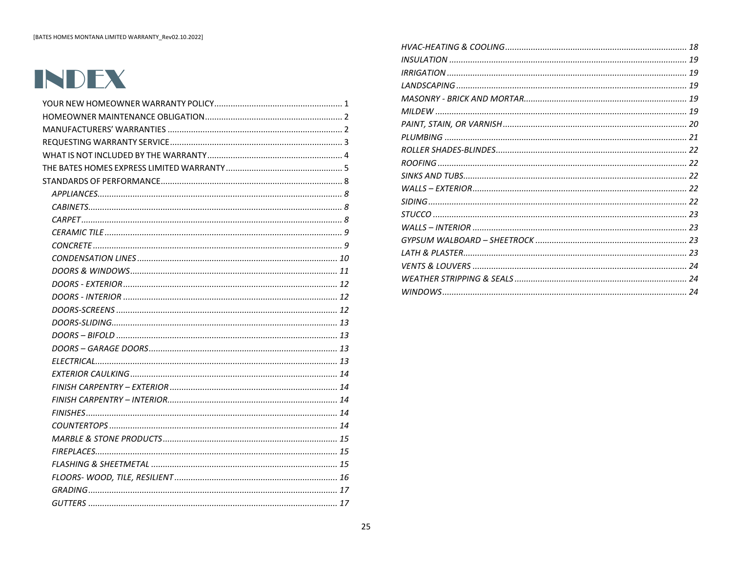# INDEX

YOUR NEW HOMEOWNER WARRANTY POLICY....... 1
HOMEOWNER MAINTENANCE OBLIGATION....... 2
MANUFACTURERS' WARRANTIES....... 2
REQUESTING WARRANTY SERVICE....... 3
WHAT IS NOT INCLUDED BY THE WARRANTY....... 4
THE BATES HOMES EXPRESS LIMITED WARRANTY....... 5
STANDARDS OF PERFORMANCE....... 8

- *APPLIANCES....... 8*
- *CABINETS....... 8*
- *CARPET....... 8*
- *CERAMIC TILE....... 9*
- *CONCRETE....... 9*
- *CONDENSATION LINES....... 10*
- *DOORS & WINDOWS....... 11*
- *DOORS - EXTERIOR....... 12*
- *DOORS - INTERIOR....... 12*
- *DOORS-SCREENS....... 12*
- *DOORS-SLIDING....... 13*
- *DOORS – BIFOLD....... 13*
- *DOORS – GARAGE DOORS....... 13*
- *ELECTRICAL....... 13*
- *EXTERIOR CAULKING....... 14*
- *FINISH CARPENTRY – EXTERIOR....... 14*
- *FINISH CARPENTRY – INTERIOR....... 14*
- *FINISHES....... 14*
- *COUNTERTOPS....... 14*
- *MARBLE & STONE PRODUCTS....... 15*
- *FIREPLACES....... 15*
- *FLASHING & SHEETMETAL....... 15*
- *FLOORS- WOOD, TILE, RESILIENT....... 16*
- *GRADING....... 17*
- *GUTTERS....... 17*
- *HVAC-HEATING & COOLING....... 18*
- *INSULATION....... 19*
- *IRRIGATION....... 19*
- *LANDSCAPING....... 19*
- *MASONRY - BRICK AND MORTAR....... 19*
- *MILDEW....... 19*
- *PAINT, STAIN, OR VARNISH....... 20*
- *PLUMBING....... 21*
- *ROLLER SHADES-BLINDES....... 22*
- *ROOFING....... 22*
- *SINKS AND TUBS....... 22*
- *WALLS – EXTERIOR....... 22*
- *SIDING....... 22*
- *STUCCO....... 23*
- *WALLS – INTERIOR....... 23*
- *GYPSUM WALBOARD – SHEETROCK....... 23*
- *LATH & PLASTER....... 23*
- *VENTS & LOUVERS....... 24*
- *WEATHER STRIPPING & SEALS....... 24*
- *WINDOWS....... 24*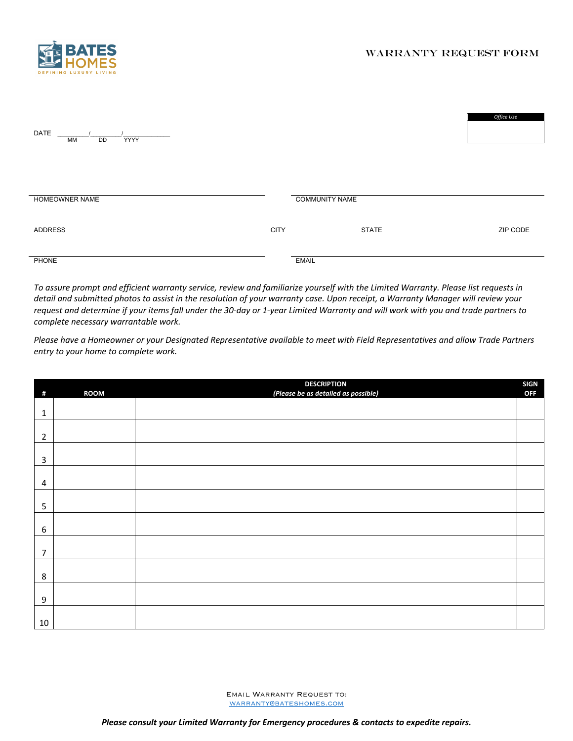BATES HOMES
DEFINING LUXURY LIVING

# WARRANTY REQUEST FORM

| Office Use |
|---|
| |

DATE ________/________/____________
MM DD YYYY

HOMEOWNER NAME

COMMUNITY NAME

ADDRESS

CITY

STATE

ZIP CODE

PHONE

EMAIL

*To assure prompt and efficient warranty service, review and familiarize yourself with the Limited Warranty. Please list requests in detail and submitted photos to assist in the resolution of your warranty case. Upon receipt, a Warranty Manager will review your request and determine if your items fall under the 30-day or 1-year Limited Warranty and will work with you and trade partners to complete necessary warrantable work.*

*Please have a Homeowner or your Designated Representative available to meet with Field Representatives and allow Trade Partners entry to your home to complete work.*

| # | ROOM | DESCRIPTION *(Please be as detailed as possible)* | SIGN OFF |
|---|---|---|---|
| 1 | | | |
| 2 | | | |
| 3 | | | |
| 4 | | | |
| 5 | | | |
| 6 | | | |
| 7 | | | |
| 8 | | | |
| 9 | | | |
| 10 | | | |

Email Warranty Request to:
warranty@bateshomes.com

***Please consult your Limited Warranty for Emergency procedures & contacts to expedite repairs.***